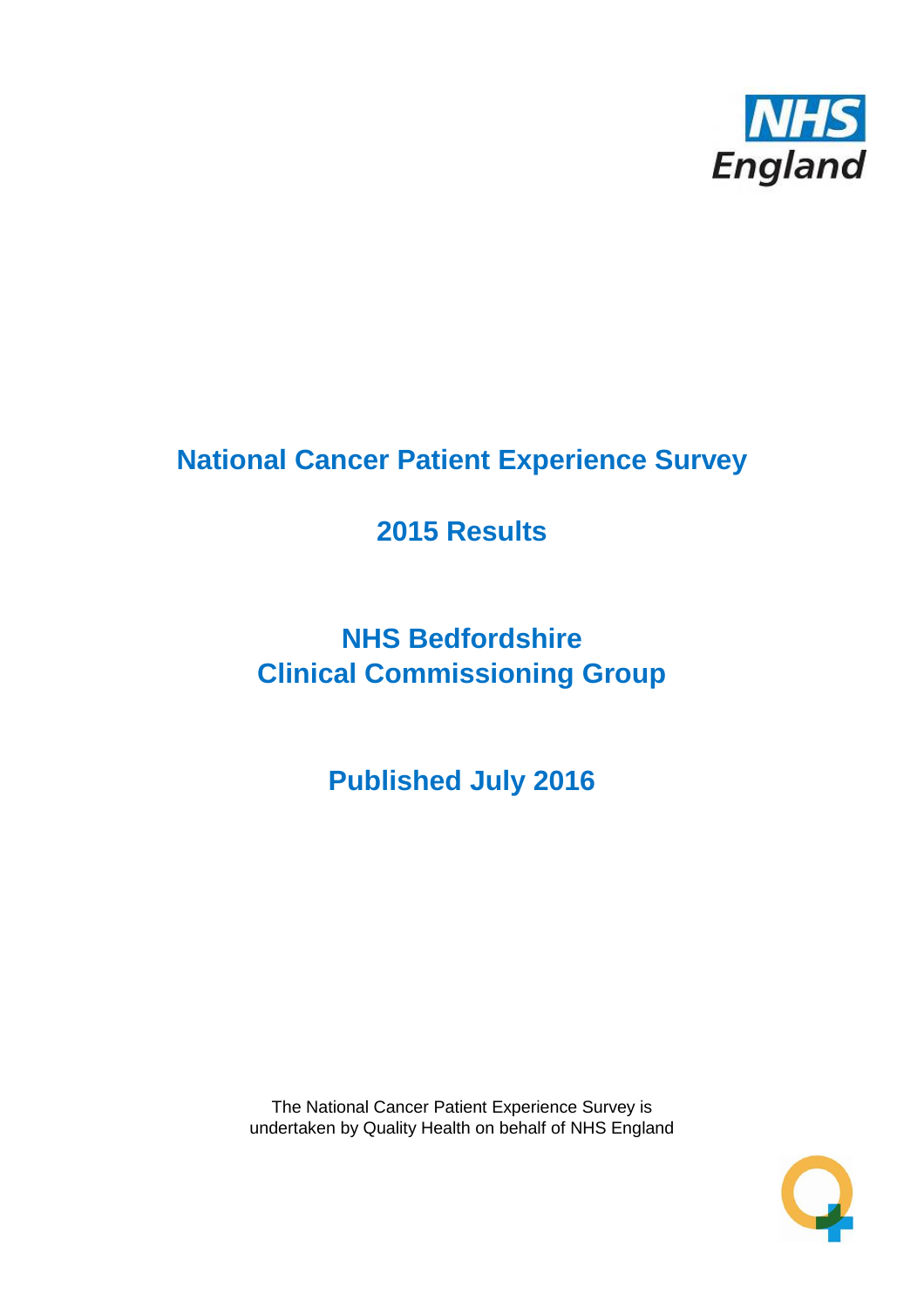# National Cancer Patient Experience Survey

## 2015 Results

## NHS Bedfordshire Clinical Commissioning Group

## Published July 2016

The National Cancer Patient Experience Survey is undertaken by Quality Health on behalf of NHS England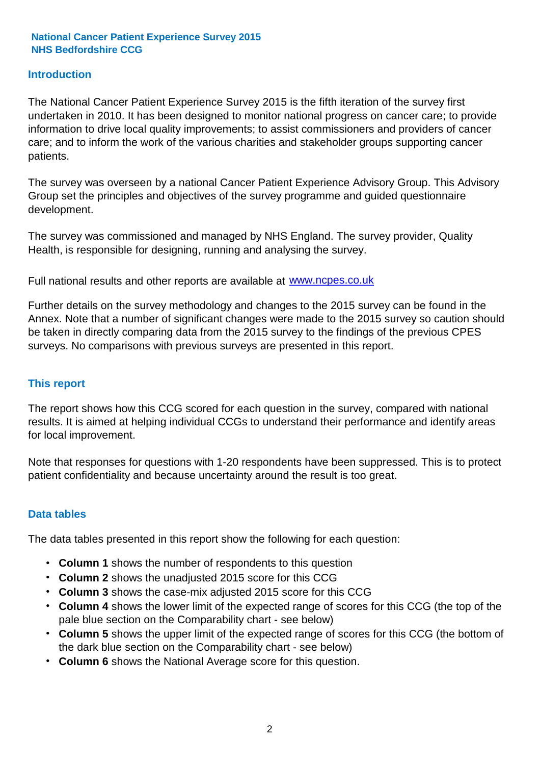**National Cancer Patient Experience Survey 2015**
**NHS Bedfordshire CCG**

## Introduction

The National Cancer Patient Experience Survey 2015 is the fifth iteration of the survey first undertaken in 2010. It has been designed to monitor national progress on cancer care; to provide information to drive local quality improvements; to assist commissioners and providers of cancer care; and to inform the work of the various charities and stakeholder groups supporting cancer patients.

The survey was overseen by a national Cancer Patient Experience Advisory Group. This Advisory Group set the principles and objectives of the survey programme and guided questionnaire development.

The survey was commissioned and managed by NHS England. The survey provider, Quality Health, is responsible for designing, running and analysing the survey.

Full national results and other reports are available at [www.ncpes.co.uk](http://www.ncpes.co.uk)

Further details on the survey methodology and changes to the 2015 survey can be found in the Annex. Note that a number of significant changes were made to the 2015 survey so caution should be taken in directly comparing data from the 2015 survey to the findings of the previous CPES surveys. No comparisons with previous surveys are presented in this report.

## This report

The report shows how this CCG scored for each question in the survey, compared with national results. It is aimed at helping individual CCGs to understand their performance and identify areas for local improvement.

Note that responses for questions with 1-20 respondents have been suppressed. This is to protect patient confidentiality and because uncertainty around the result is too great.

## Data tables

The data tables presented in this report show the following for each question:

- **Column 1** shows the number of respondents to this question
- **Column 2** shows the unadjusted 2015 score for this CCG
- **Column 3** shows the case-mix adjusted 2015 score for this CCG
- **Column 4** shows the lower limit of the expected range of scores for this CCG (the top of the pale blue section on the Comparability chart - see below)
- **Column 5** shows the upper limit of the expected range of scores for this CCG (the bottom of the dark blue section on the Comparability chart - see below)
- **Column 6** shows the National Average score for this question.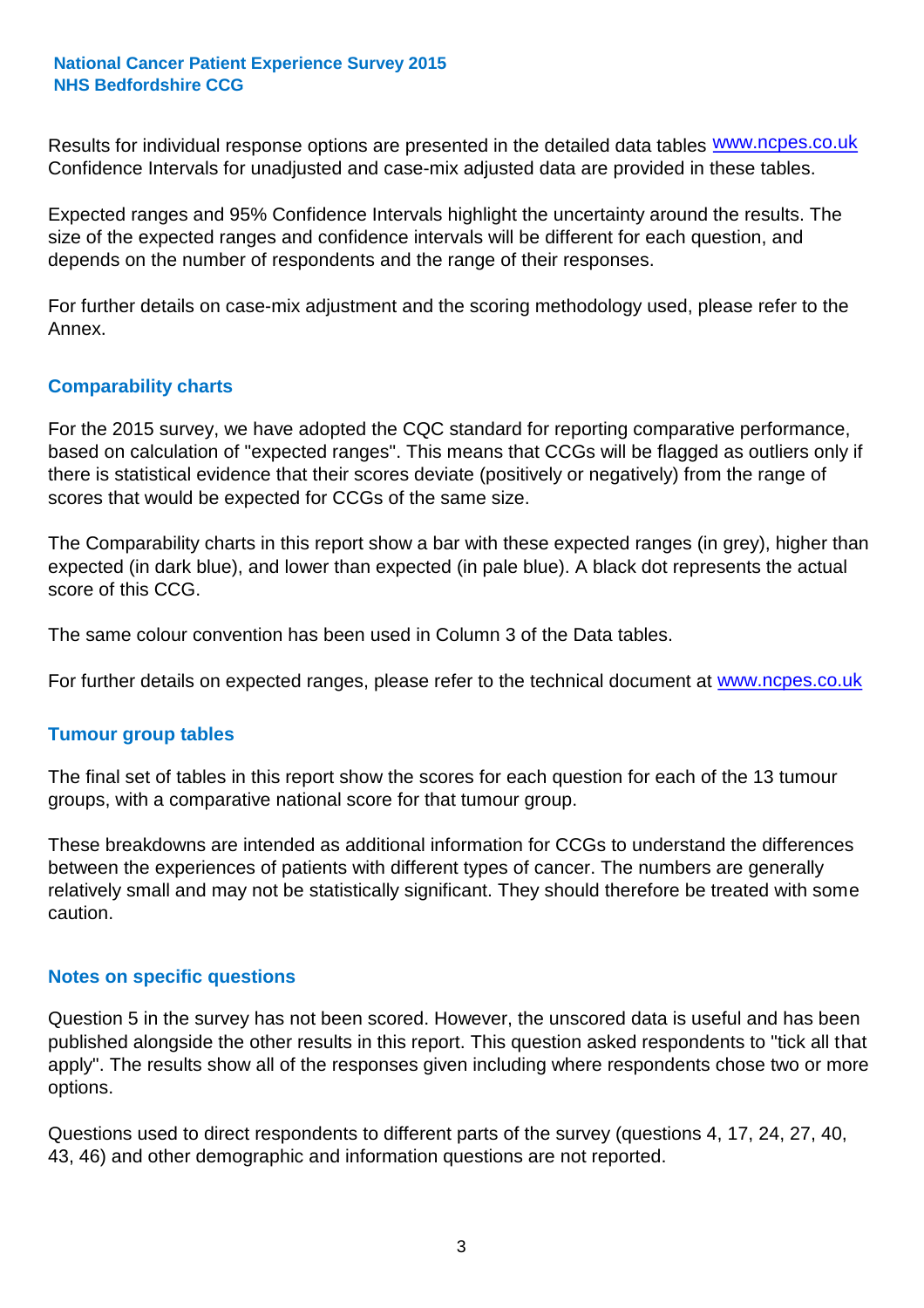Results for individual response options are presented in the detailed data tables www.ncpes.co.uk Confidence Intervals for unadjusted and case-mix adjusted data are provided in these tables.

Expected ranges and 95% Confidence Intervals highlight the uncertainty around the results. The size of the expected ranges and confidence intervals will be different for each question, and depends on the number of respondents and the range of their responses.

For further details on case-mix adjustment and the scoring methodology used, please refer to the Annex.

## Comparability charts

For the 2015 survey, we have adopted the CQC standard for reporting comparative performance, based on calculation of "expected ranges". This means that CCGs will be flagged as outliers only if there is statistical evidence that their scores deviate (positively or negatively) from the range of scores that would be expected for CCGs of the same size.

The Comparability charts in this report show a bar with these expected ranges (in grey), higher than expected (in dark blue), and lower than expected (in pale blue). A black dot represents the actual score of this CCG.

The same colour convention has been used in Column 3 of the Data tables.

For further details on expected ranges, please refer to the technical document at www.ncpes.co.uk

## Tumour group tables

The final set of tables in this report show the scores for each question for each of the 13 tumour groups, with a comparative national score for that tumour group.

These breakdowns are intended as additional information for CCGs to understand the differences between the experiences of patients with different types of cancer. The numbers are generally relatively small and may not be statistically significant. They should therefore be treated with some caution.

## Notes on specific questions

Question 5 in the survey has not been scored. However, the unscored data is useful and has been published alongside the other results in this report. This question asked respondents to "tick all that apply". The results show all of the responses given including where respondents chose two or more options.

Questions used to direct respondents to different parts of the survey (questions 4, 17, 24, 27, 40, 43, 46) and other demographic and information questions are not reported.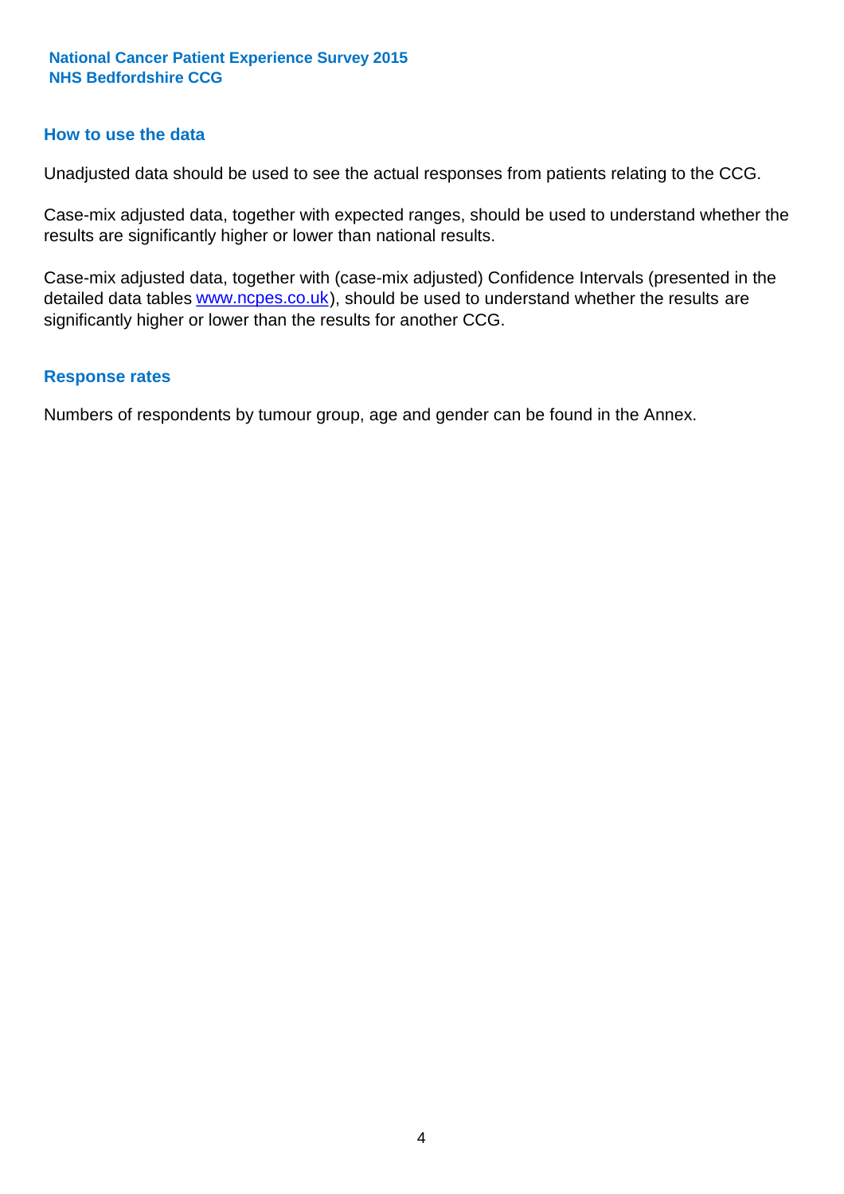## How to use the data

Unadjusted data should be used to see the actual responses from patients relating to the CCG.

Case-mix adjusted data, together with expected ranges, should be used to understand whether the results are significantly higher or lower than national results.

Case-mix adjusted data, together with (case-mix adjusted) Confidence Intervals (presented in the detailed data tables www.ncpes.co.uk), should be used to understand whether the results are significantly higher or lower than the results for another CCG.

## Response rates

Numbers of respondents by tumour group, age and gender can be found in the Annex.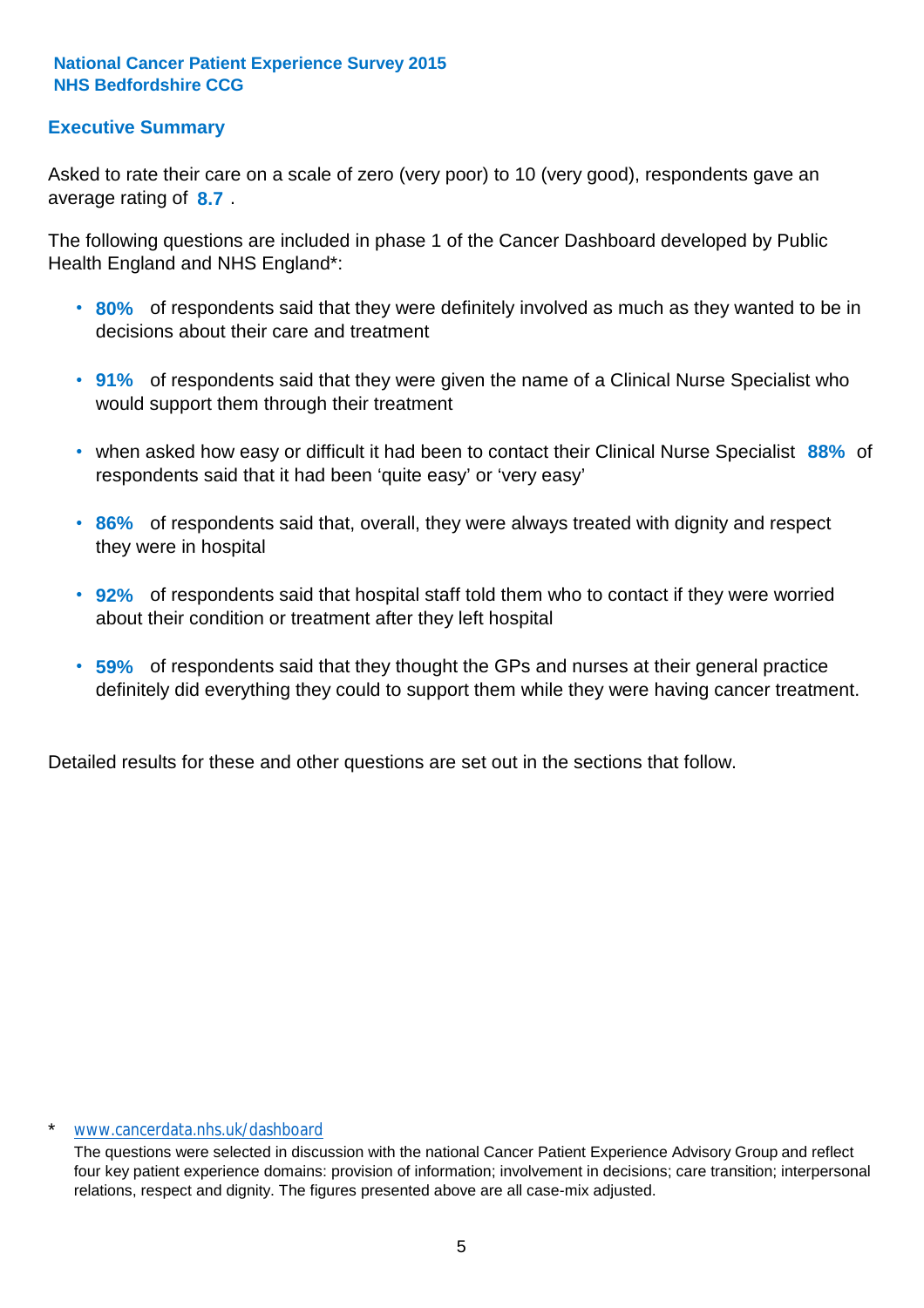**National Cancer Patient Experience Survey 2015**
**NHS Bedfordshire CCG**

## Executive Summary

Asked to rate their care on a scale of zero (very poor) to 10 (very good), respondents gave an average rating of **8.7** .

The following questions are included in phase 1 of the Cancer Dashboard developed by Public Health England and NHS England*:

- **80%** of respondents said that they were definitely involved as much as they wanted to be in decisions about their care and treatment
- **91%** of respondents said that they were given the name of a Clinical Nurse Specialist who would support them through their treatment
- when asked how easy or difficult it had been to contact their Clinical Nurse Specialist **88%** of respondents said that it had been 'quite easy' or 'very easy'
- **86%** of respondents said that, overall, they were always treated with dignity and respect they were in hospital
- **92%** of respondents said that hospital staff told them who to contact if they were worried about their condition or treatment after they left hospital
- **59%** of respondents said that they thought the GPs and nurses at their general practice definitely did everything they could to support them while they were having cancer treatment.

Detailed results for these and other questions are set out in the sections that follow.

\* www.cancerdata.nhs.uk/dashboard

The questions were selected in discussion with the national Cancer Patient Experience Advisory Group and reflect four key patient experience domains: provision of information; involvement in decisions; care transition; interpersonal relations, respect and dignity. The figures presented above are all case-mix adjusted.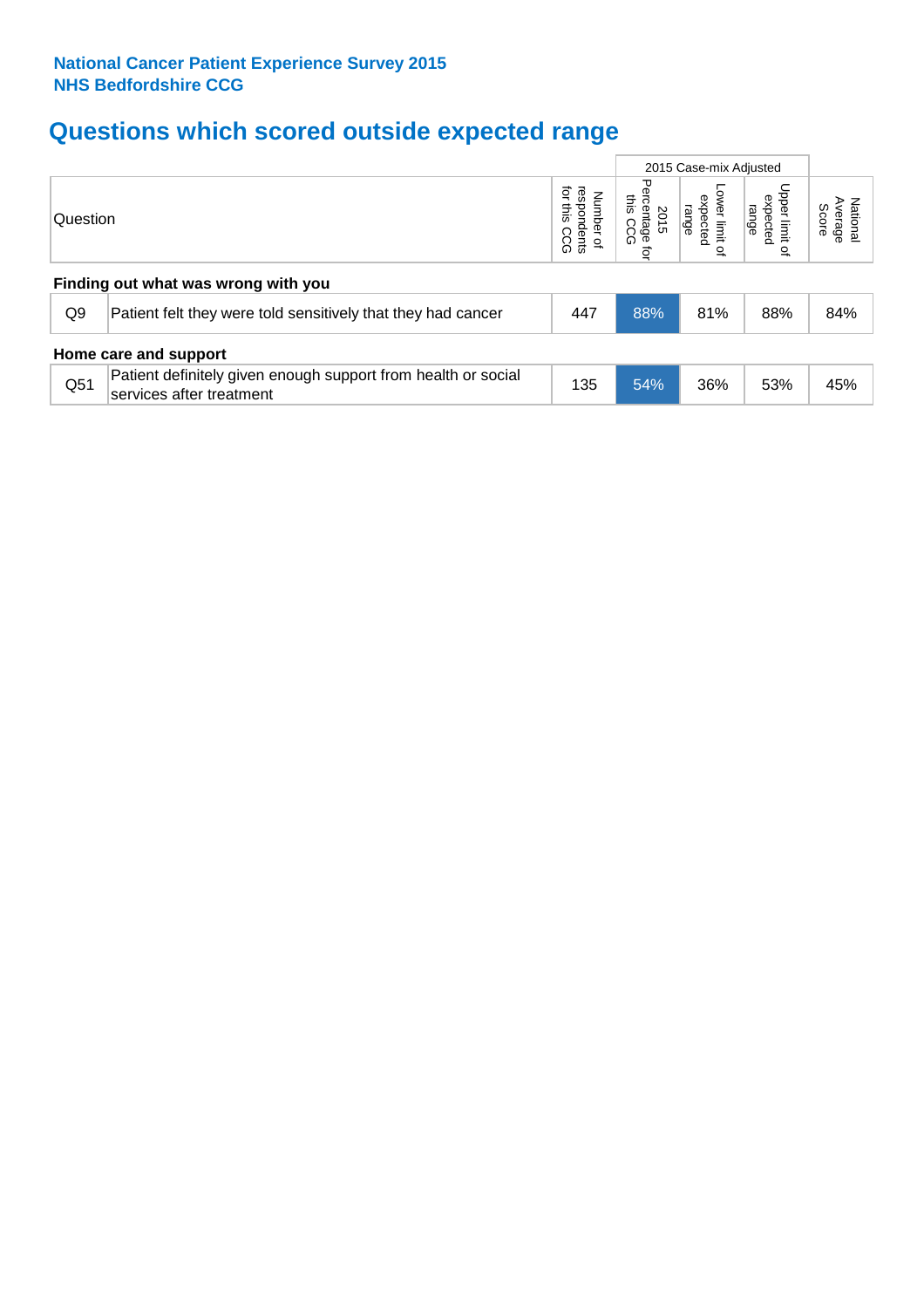**National Cancer Patient Experience Survey 2015**
**NHS Bedfordshire CCG**

# Questions which scored outside expected range

| | Question | Number of respondents for this CCG | 2015 Case-mix Adjusted: 2015 Percentage for this CCG | 2015 Case-mix Adjusted: Lower limit of expected range | 2015 Case-mix Adjusted: Upper limit of expected range | National Average Score |
|---|---|---|---|---|---|---|
| **Finding out what was wrong with you** | | | | | | |
| Q9 | Patient felt they were told sensitively that they had cancer | 447 | 88% | 81% | 88% | 84% |
| **Home care and support** | | | | | | |
| Q51 | Patient definitely given enough support from health or social services after treatment | 135 | 54% | 36% | 53% | 45% |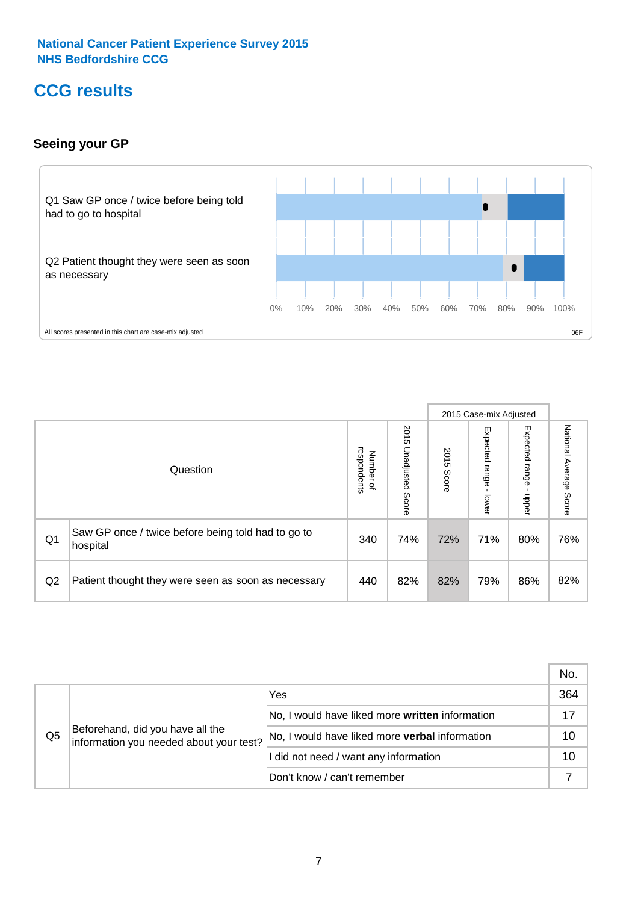National Cancer Patient Experience Survey 2015
NHS Bedfordshire CCG

# CCG results

## Seeing your GP

Q1 Saw GP once / twice before being told had to go to hospital

Q2 Patient thought they were seen as soon as necessary

0% 10% 20% 30% 40% 50% 60% 70% 80% 90% 100%

All scores presented in this chart are case-mix adjusted

06F

| | Question | Number of respondents | 2015 Unadjusted Score | 2015 Case-mix Adjusted: 2015 Score | 2015 Case-mix Adjusted: Expected range - lower | 2015 Case-mix Adjusted: Expected range - upper | National Average Score |
|---|---|---|---|---|---|---|---|
| Q1 | Saw GP once / twice before being told had to go to hospital | 340 | 74% | 72% | 71% | 80% | 76% |
| Q2 | Patient thought they were seen as soon as necessary | 440 | 82% | 82% | 79% | 86% | 82% |

| | | | No. |
|---|---|---|---|
| Q5 | Beforehand, did you have all the information you needed about your test? | Yes | 364 |
| | | No, I would have liked more **written** information | 17 |
| | | No, I would have liked more **verbal** information | 10 |
| | | I did not need / want any information | 10 |
| | | Don't know / can't remember | 7 |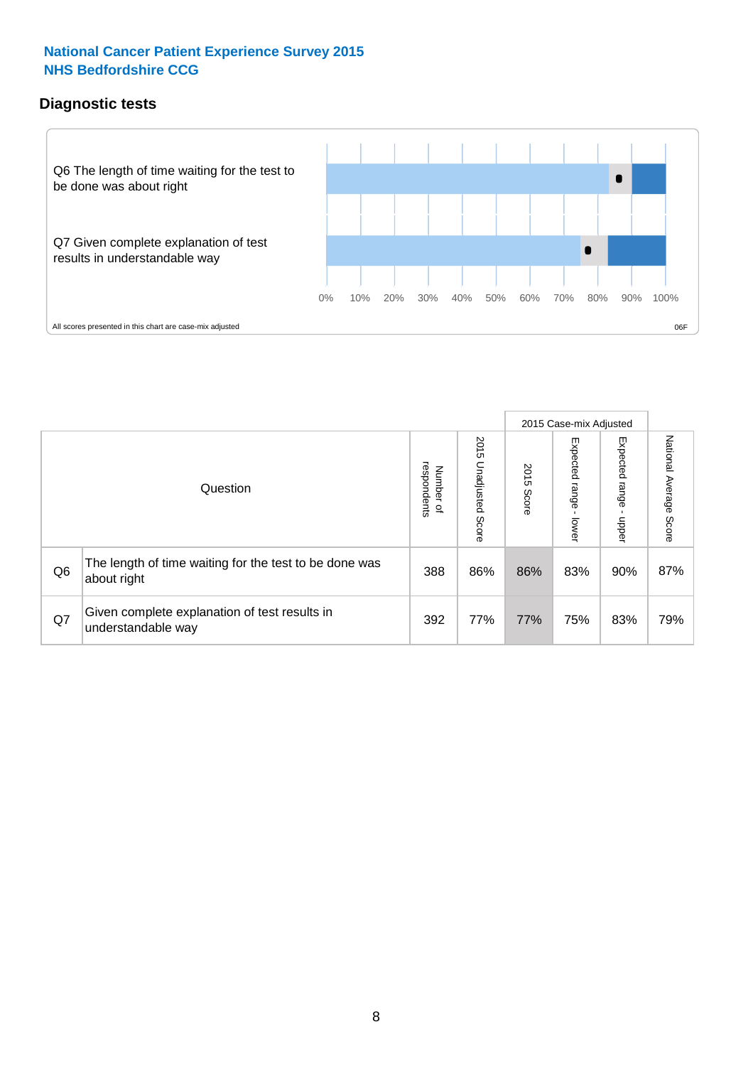National Cancer Patient Experience Survey 2015
NHS Bedfordshire CCG

## Diagnostic tests

Q6 The length of time waiting for the test to be done was about right

Q7 Given complete explanation of test results in understandable way

0% 10% 20% 30% 40% 50% 60% 70% 80% 90% 100%

All scores presented in this chart are case-mix adjusted

06F

| Question | | Number of respondents | 2015 Unadjusted Score | 2015 Case-mix Adjusted: 2015 Score | 2015 Case-mix Adjusted: Expected range - lower | 2015 Case-mix Adjusted: Expected range - upper | National Average Score |
|---|---|---|---|---|---|---|---|
| Q6 | The length of time waiting for the test to be done was about right | 388 | 86% | 86% | 83% | 90% | 87% |
| Q7 | Given complete explanation of test results in understandable way | 392 | 77% | 77% | 75% | 83% | 79% |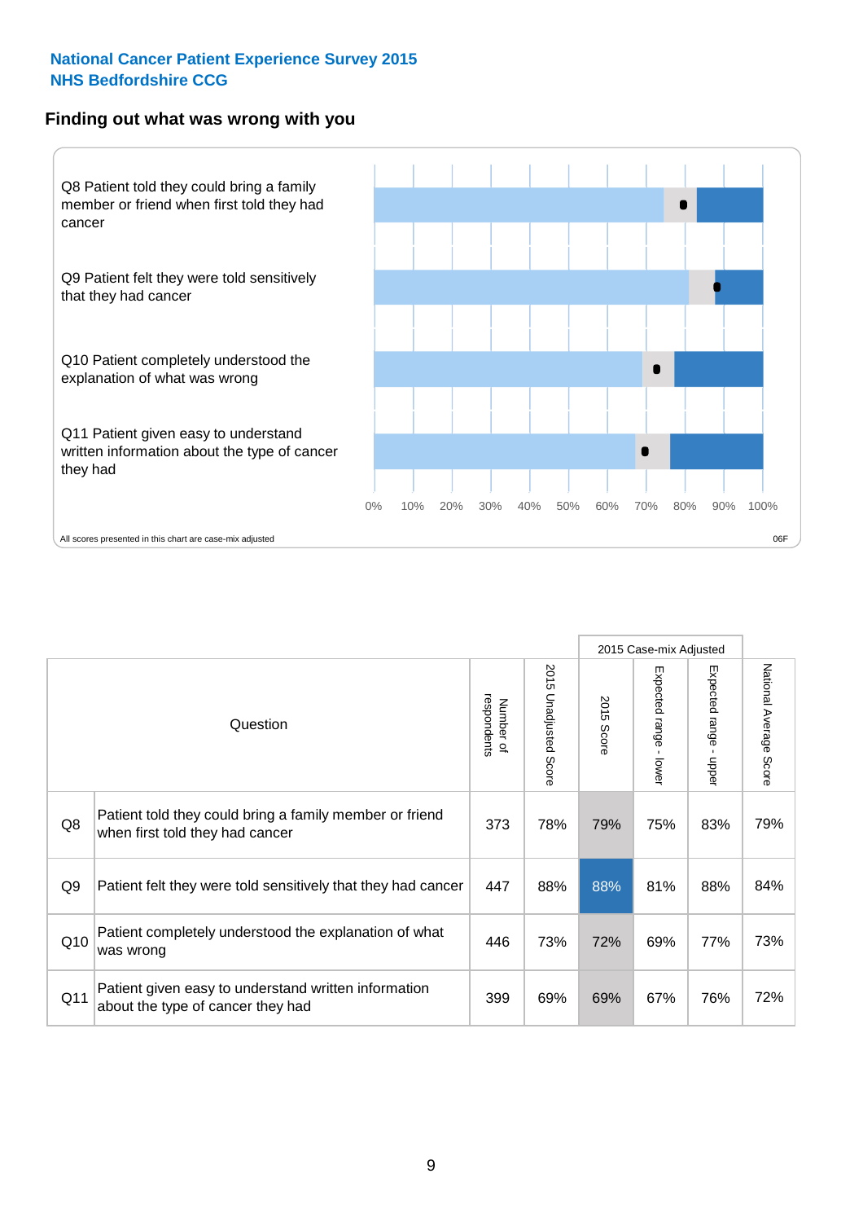**National Cancer Patient Experience Survey 2015**
**NHS Bedfordshire CCG**

## Finding out what was wrong with you

Q8 Patient told they could bring a family member or friend when first told they had cancer

Q9 Patient felt they were told sensitively that they had cancer

Q10 Patient completely understood the explanation of what was wrong

Q11 Patient given easy to understand written information about the type of cancer they had

0% 10% 20% 30% 40% 50% 60% 70% 80% 90% 100%

All scores presented in this chart are case-mix adjusted

06F

| | Question | Number of respondents | 2015 Unadjusted Score | 2015 Case-mix Adjusted: 2015 Score | 2015 Case-mix Adjusted: Expected range - lower | 2015 Case-mix Adjusted: Expected range - upper | National Average Score |
|---|---|---|---|---|---|---|---|
| Q8 | Patient told they could bring a family member or friend when first told they had cancer | 373 | 78% | 79% | 75% | 83% | 79% |
| Q9 | Patient felt they were told sensitively that they had cancer | 447 | 88% | 88% | 81% | 88% | 84% |
| Q10 | Patient completely understood the explanation of what was wrong | 446 | 73% | 72% | 69% | 77% | 73% |
| Q11 | Patient given easy to understand written information about the type of cancer they had | 399 | 69% | 69% | 67% | 76% | 72% |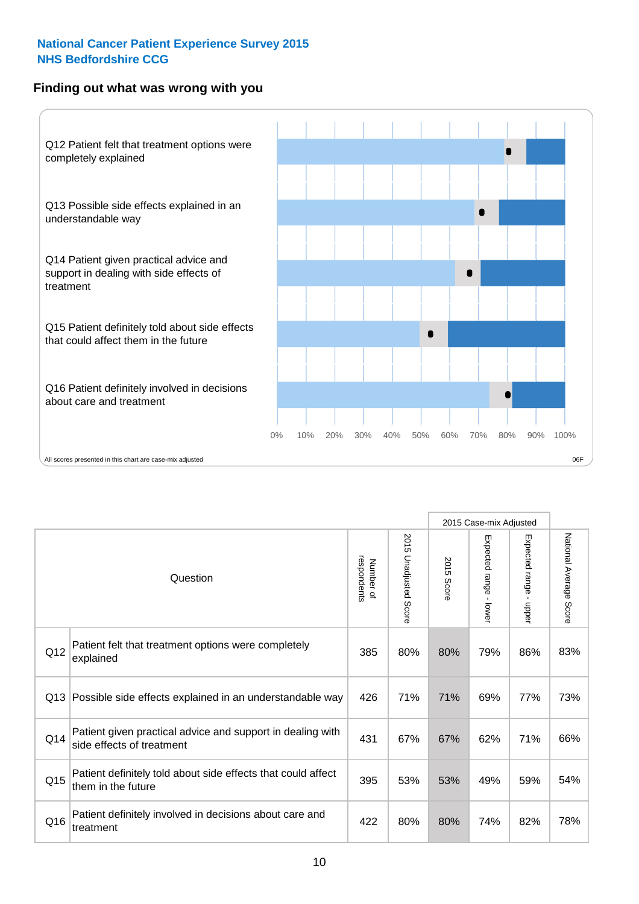**National Cancer Patient Experience Survey 2015**
**NHS Bedfordshire CCG**

## Finding out what was wrong with you

Q12 Patient felt that treatment options were completely explained

Q13 Possible side effects explained in an understandable way

Q14 Patient given practical advice and support in dealing with side effects of treatment

Q15 Patient definitely told about side effects that could affect them in the future

Q16 Patient definitely involved in decisions about care and treatment

0% 10% 20% 30% 40% 50% 60% 70% 80% 90% 100%

All scores presented in this chart are case-mix adjusted

06F

| | Question | Number of respondents | 2015 Unadjusted Score | 2015 Case-mix Adjusted: 2015 Score | 2015 Case-mix Adjusted: Expected range - lower | 2015 Case-mix Adjusted: Expected range - upper | National Average Score |
|---|---|---|---|---|---|---|---|
| Q12 | Patient felt that treatment options were completely explained | 385 | 80% | 80% | 79% | 86% | 83% |
| Q13 | Possible side effects explained in an understandable way | 426 | 71% | 71% | 69% | 77% | 73% |
| Q14 | Patient given practical advice and support in dealing with side effects of treatment | 431 | 67% | 67% | 62% | 71% | 66% |
| Q15 | Patient definitely told about side effects that could affect them in the future | 395 | 53% | 53% | 49% | 59% | 54% |
| Q16 | Patient definitely involved in decisions about care and treatment | 422 | 80% | 80% | 74% | 82% | 78% |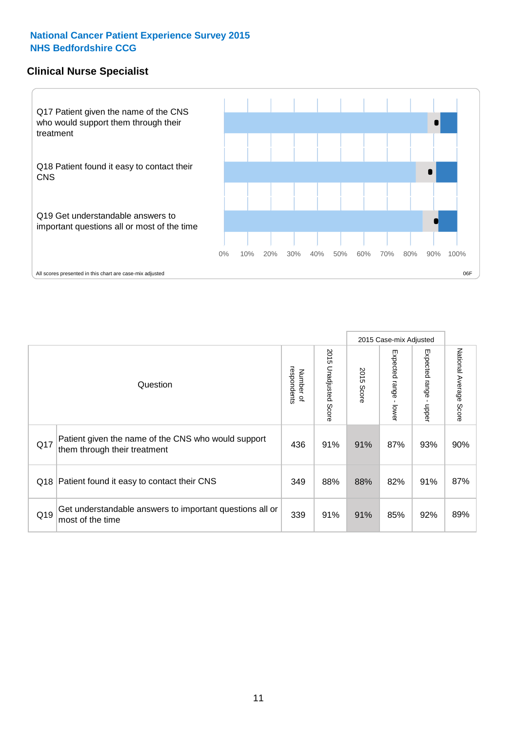**National Cancer Patient Experience Survey 2015**
**NHS Bedfordshire CCG**

## Clinical Nurse Specialist

Q17 Patient given the name of the CNS who would support them through their treatment

Q18 Patient found it easy to contact their CNS

Q19 Get understandable answers to important questions all or most of the time

0% 10% 20% 30% 40% 50% 60% 70% 80% 90% 100%

All scores presented in this chart are case-mix adjusted

06F

| | Question | Number of respondents | 2015 Unadjusted Score | 2015 Case-mix Adjusted: 2015 Score | 2015 Case-mix Adjusted: Expected range - lower | 2015 Case-mix Adjusted: Expected range - upper | National Average Score |
|---|---|---|---|---|---|---|---|
| Q17 | Patient given the name of the CNS who would support them through their treatment | 436 | 91% | 91% | 87% | 93% | 90% |
| Q18 | Patient found it easy to contact their CNS | 349 | 88% | 88% | 82% | 91% | 87% |
| Q19 | Get understandable answers to important questions all or most of the time | 339 | 91% | 91% | 85% | 92% | 89% |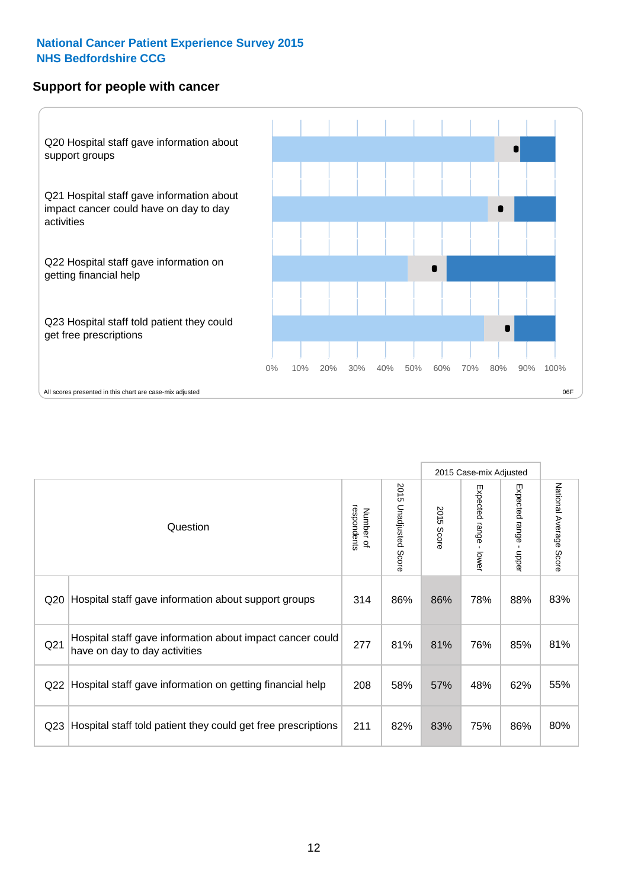**National Cancer Patient Experience Survey 2015**
**NHS Bedfordshire CCG**

## Support for people with cancer

Q20 Hospital staff gave information about support groups

Q21 Hospital staff gave information about impact cancer could have on day to day activities

Q22 Hospital staff gave information on getting financial help

Q23 Hospital staff told patient they could get free prescriptions

0% 10% 20% 30% 40% 50% 60% 70% 80% 90% 100%

All scores presented in this chart are case-mix adjusted

06F

| | Question | Number of respondents | 2015 Unadjusted Score | 2015 Case-mix Adjusted | | | National Average Score |
|---|---|---|---|---|---|---|---|
| | | | | 2015 Score | Expected range - lower | Expected range - upper | |
| Q20 | Hospital staff gave information about support groups | 314 | 86% | 86% | 78% | 88% | 83% |
| Q21 | Hospital staff gave information about impact cancer could have on day to day activities | 277 | 81% | 81% | 76% | 85% | 81% |
| Q22 | Hospital staff gave information on getting financial help | 208 | 58% | 57% | 48% | 62% | 55% |
| Q23 | Hospital staff told patient they could get free prescriptions | 211 | 82% | 83% | 75% | 86% | 80% |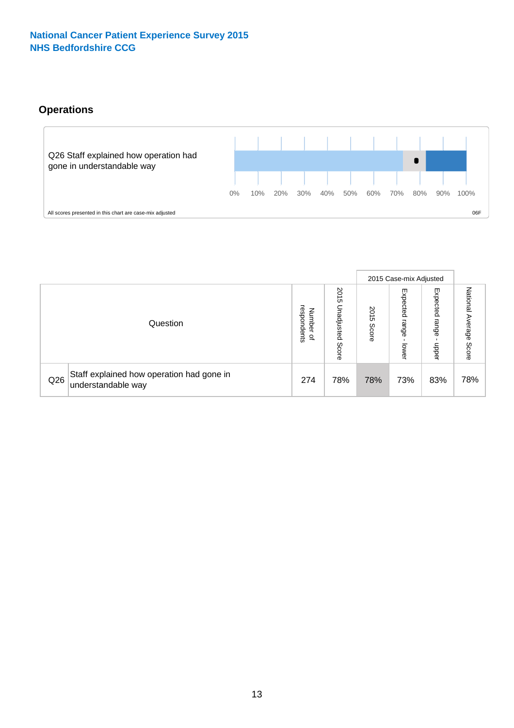National Cancer Patient Experience Survey 2015
NHS Bedfordshire CCG

## Operations

Q26 Staff explained how operation had gone in understandable way

0% 10% 20% 30% 40% 50% 60% 70% 80% 90% 100%

All scores presented in this chart are case-mix adjusted

06F

| Question | | Number of respondents | 2015 Unadjusted Score | 2015 Case-mix Adjusted | | | National Average Score |
|---|---|---|---|---|---|---|---|
| | | | | 2015 Score | Expected range - lower | Expected range - upper | |
| Q26 | Staff explained how operation had gone in understandable way | 274 | 78% | 78% | 73% | 83% | 78% |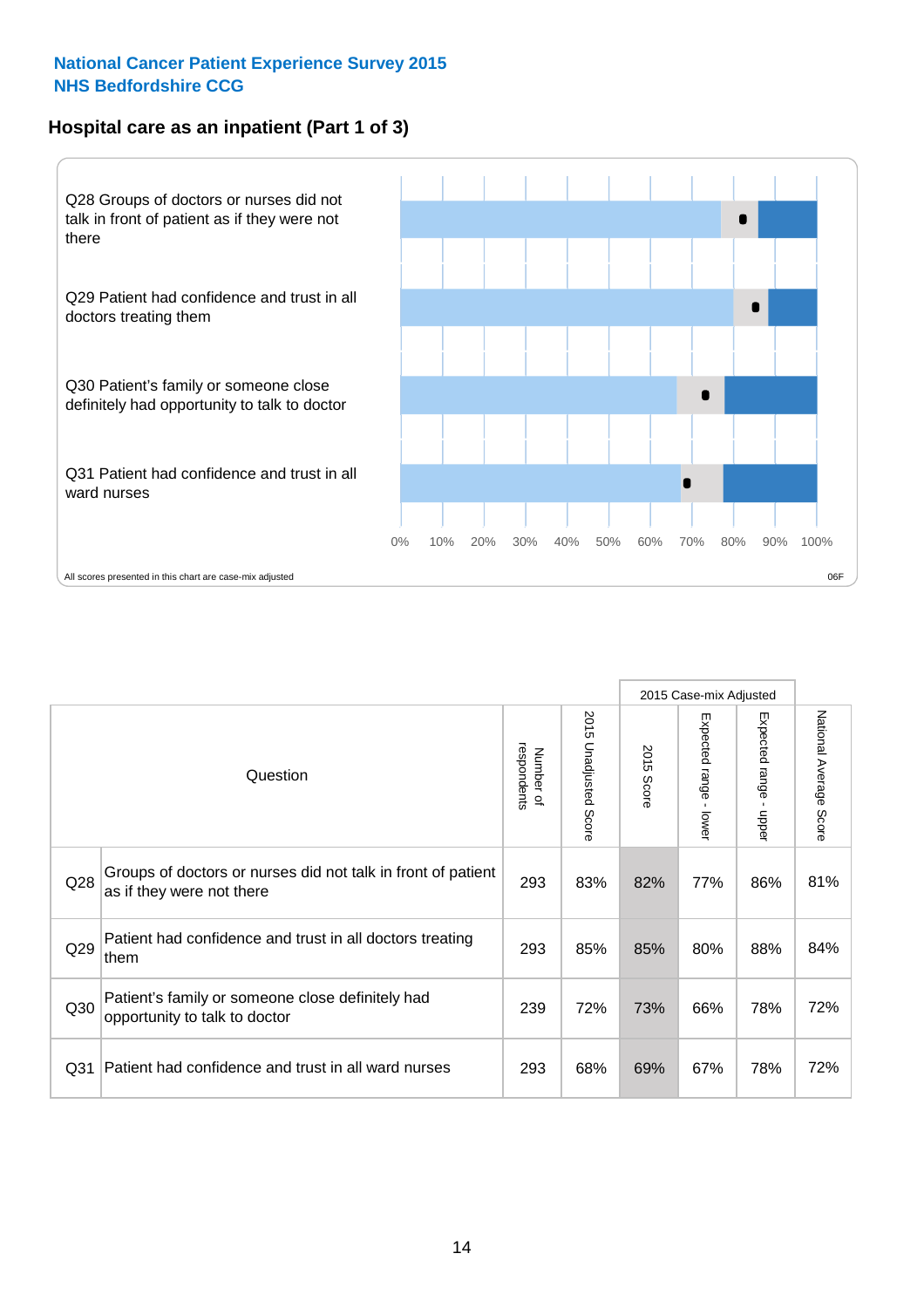National Cancer Patient Experience Survey 2015
NHS Bedfordshire CCG

## Hospital care as an inpatient (Part 1 of 3)

Q28 Groups of doctors or nurses did not talk in front of patient as if they were not there

Q29 Patient had confidence and trust in all doctors treating them

Q30 Patient's family or someone close definitely had opportunity to talk to doctor

Q31 Patient had confidence and trust in all ward nurses

0% 10% 20% 30% 40% 50% 60% 70% 80% 90% 100%

All scores presented in this chart are case-mix adjusted

06F

| | Question | Number of respondents | 2015 Unadjusted Score | 2015 Case-mix Adjusted: 2015 Score | 2015 Case-mix Adjusted: Expected range - lower | 2015 Case-mix Adjusted: Expected range - upper | National Average Score |
|---|---|---|---|---|---|---|---|
| Q28 | Groups of doctors or nurses did not talk in front of patient as if they were not there | 293 | 83% | 82% | 77% | 86% | 81% |
| Q29 | Patient had confidence and trust in all doctors treating them | 293 | 85% | 85% | 80% | 88% | 84% |
| Q30 | Patient's family or someone close definitely had opportunity to talk to doctor | 239 | 72% | 73% | 66% | 78% | 72% |
| Q31 | Patient had confidence and trust in all ward nurses | 293 | 68% | 69% | 67% | 78% | 72% |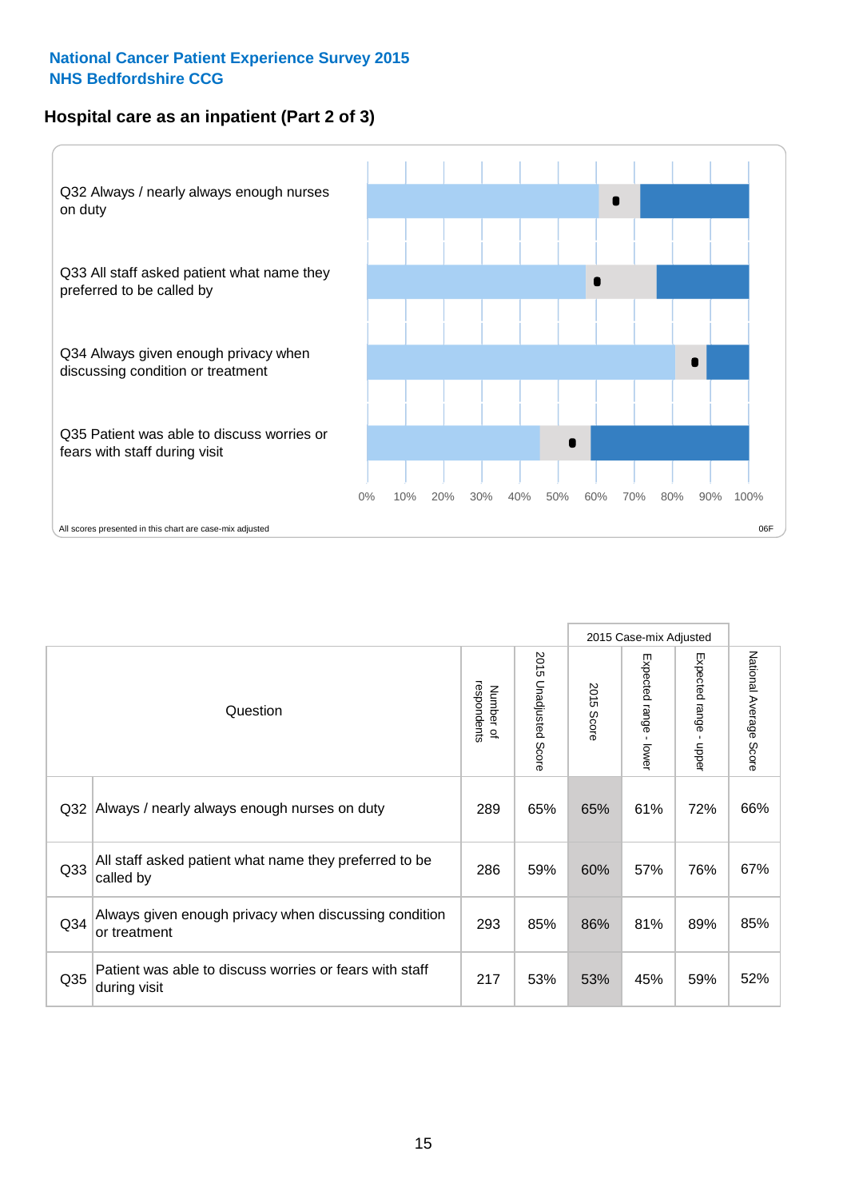National Cancer Patient Experience Survey 2015
NHS Bedfordshire CCG

## Hospital care as an inpatient (Part 2 of 3)

Q32 Always / nearly always enough nurses on duty

Q33 All staff asked patient what name they preferred to be called by

Q34 Always given enough privacy when discussing condition or treatment

Q35 Patient was able to discuss worries or fears with staff during visit

0% 10% 20% 30% 40% 50% 60% 70% 80% 90% 100%

All scores presented in this chart are case-mix adjusted

06F

| Question | | Number of respondents | 2015 Unadjusted Score | 2015 Case-mix Adjusted | | | National Average Score |
|---|---|---|---|---|---|---|---|
| | | | | 2015 Score | Expected range - lower | Expected range - upper | |
| Q32 | Always / nearly always enough nurses on duty | 289 | 65% | 65% | 61% | 72% | 66% |
| Q33 | All staff asked patient what name they preferred to be called by | 286 | 59% | 60% | 57% | 76% | 67% |
| Q34 | Always given enough privacy when discussing condition or treatment | 293 | 85% | 86% | 81% | 89% | 85% |
| Q35 | Patient was able to discuss worries or fears with staff during visit | 217 | 53% | 53% | 45% | 59% | 52% |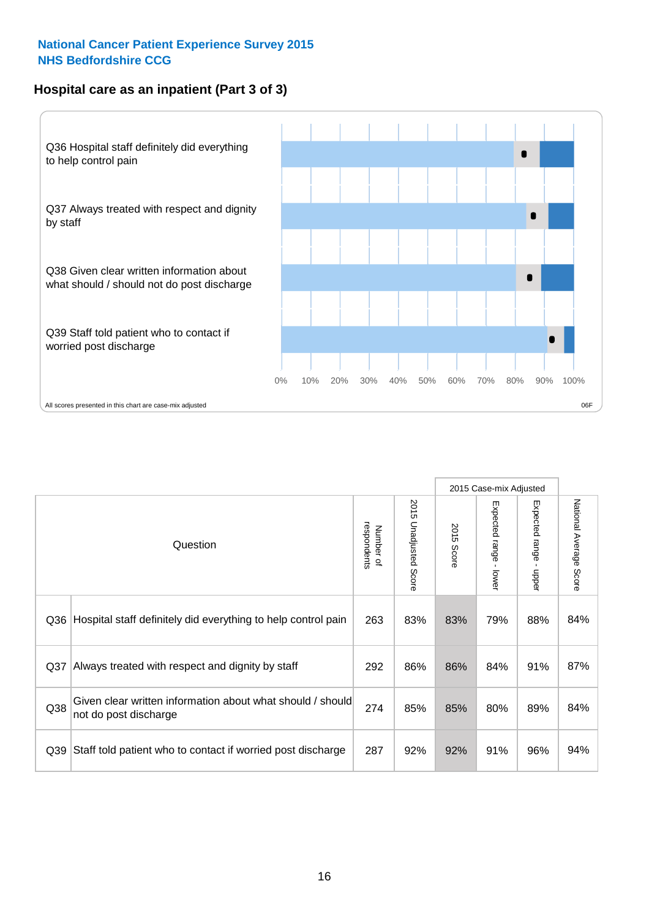National Cancer Patient Experience Survey 2015
NHS Bedfordshire CCG

## Hospital care as an inpatient (Part 3 of 3)

Q36 Hospital staff definitely did everything to help control pain

Q37 Always treated with respect and dignity by staff

Q38 Given clear written information about what should / should not do post discharge

Q39 Staff told patient who to contact if worried post discharge

0% 10% 20% 30% 40% 50% 60% 70% 80% 90% 100%

All scores presented in this chart are case-mix adjusted

06F

| Question | | Number of respondents | 2015 Unadjusted Score | 2015 Case-mix Adjusted: 2015 Score | 2015 Case-mix Adjusted: Expected range - lower | 2015 Case-mix Adjusted: Expected range - upper | National Average Score |
|---|---|---|---|---|---|---|---|
| Q36 | Hospital staff definitely did everything to help control pain | 263 | 83% | 83% | 79% | 88% | 84% |
| Q37 | Always treated with respect and dignity by staff | 292 | 86% | 86% | 84% | 91% | 87% |
| Q38 | Given clear written information about what should / should not do post discharge | 274 | 85% | 85% | 80% | 89% | 84% |
| Q39 | Staff told patient who to contact if worried post discharge | 287 | 92% | 92% | 91% | 96% | 94% |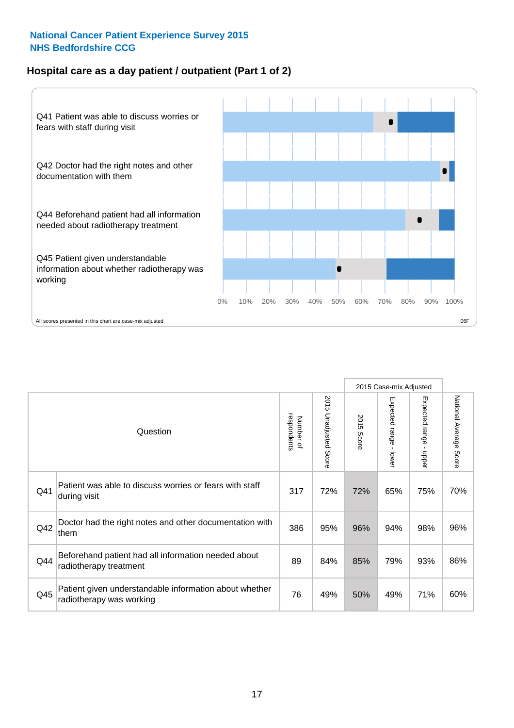National Cancer Patient Experience Survey 2015
NHS Bedfordshire CCG

## Hospital care as a day patient / outpatient (Part 1 of 2)

Q41 Patient was able to discuss worries or fears with staff during visit

Q42 Doctor had the right notes and other documentation with them

Q44 Beforehand patient had all information needed about radiotherapy treatment

Q45 Patient given understandable information about whether radiotherapy was working

0% 10% 20% 30% 40% 50% 60% 70% 80% 90% 100%

All scores presented in this chart are case-mix adjusted

06F

| Question | | Number of respondents | 2015 Unadjusted Score | 2015 Case-mix Adjusted: 2015 Score | 2015 Case-mix Adjusted: Expected range - lower | 2015 Case-mix Adjusted: Expected range - upper | National Average Score |
|---|---|---|---|---|---|---|---|
| Q41 | Patient was able to discuss worries or fears with staff during visit | 317 | 72% | 72% | 65% | 75% | 70% |
| Q42 | Doctor had the right notes and other documentation with them | 386 | 95% | 96% | 94% | 98% | 96% |
| Q44 | Beforehand patient had all information needed about radiotherapy treatment | 89 | 84% | 85% | 79% | 93% | 86% |
| Q45 | Patient given understandable information about whether radiotherapy was working | 76 | 49% | 50% | 49% | 71% | 60% |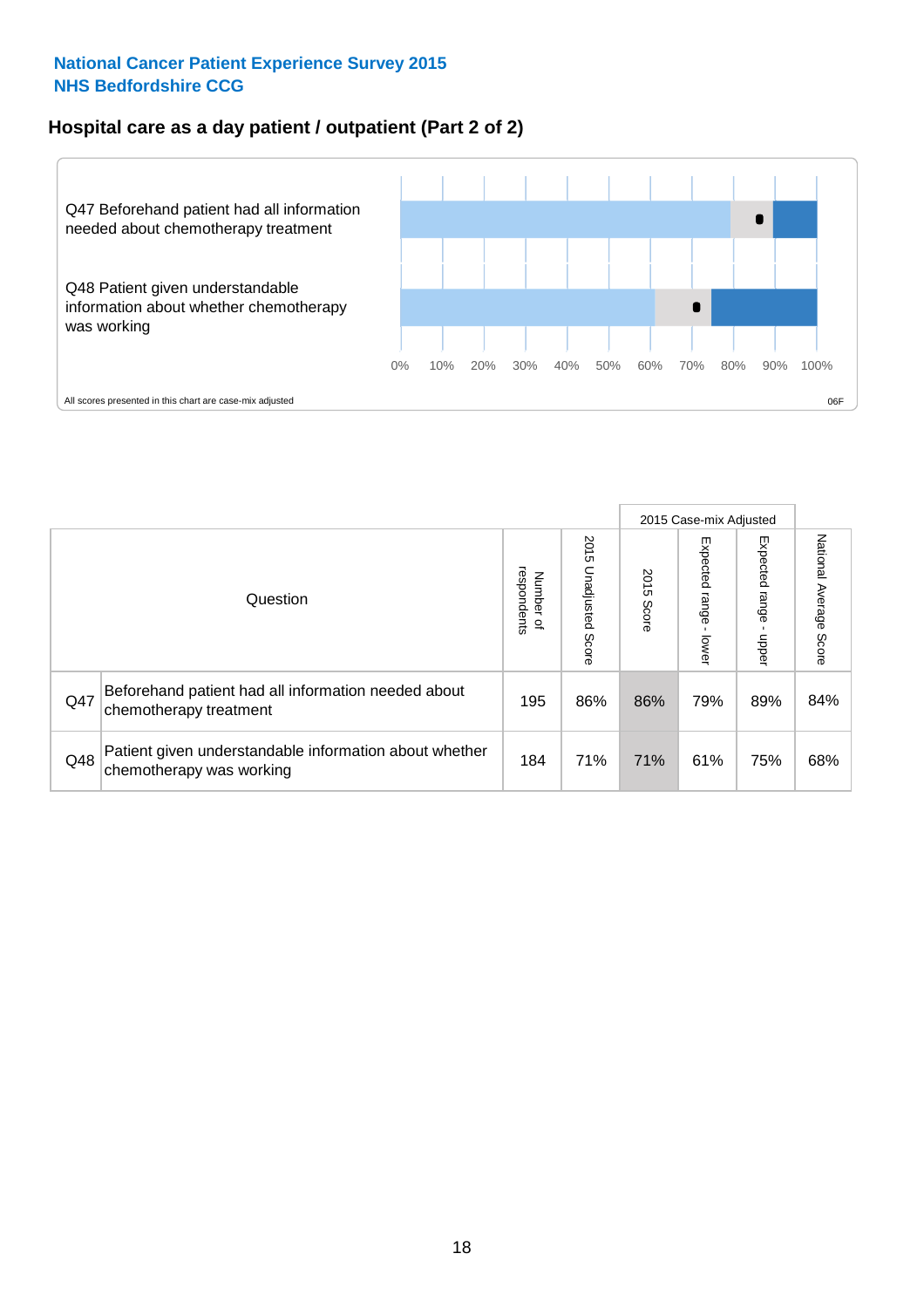# National Cancer Patient Experience Survey 2015
## NHS Bedfordshire CCG

### Hospital care as a day patient / outpatient (Part 2 of 2)

Q47 Beforehand patient had all information needed about chemotherapy treatment

Q48 Patient given understandable information about whether chemotherapy was working

0% 10% 20% 30% 40% 50% 60% 70% 80% 90% 100%

All scores presented in this chart are case-mix adjusted

06F

| Question | | Number of respondents | 2015 Unadjusted Score | 2015 Case-mix Adjusted 2015 Score | 2015 Case-mix Adjusted Expected range - lower | 2015 Case-mix Adjusted Expected range - upper | National Average Score |
|---|---|---|---|---|---|---|---|
| Q47 | Beforehand patient had all information needed about chemotherapy treatment | 195 | 86% | 86% | 79% | 89% | 84% |
| Q48 | Patient given understandable information about whether chemotherapy was working | 184 | 71% | 71% | 61% | 75% | 68% |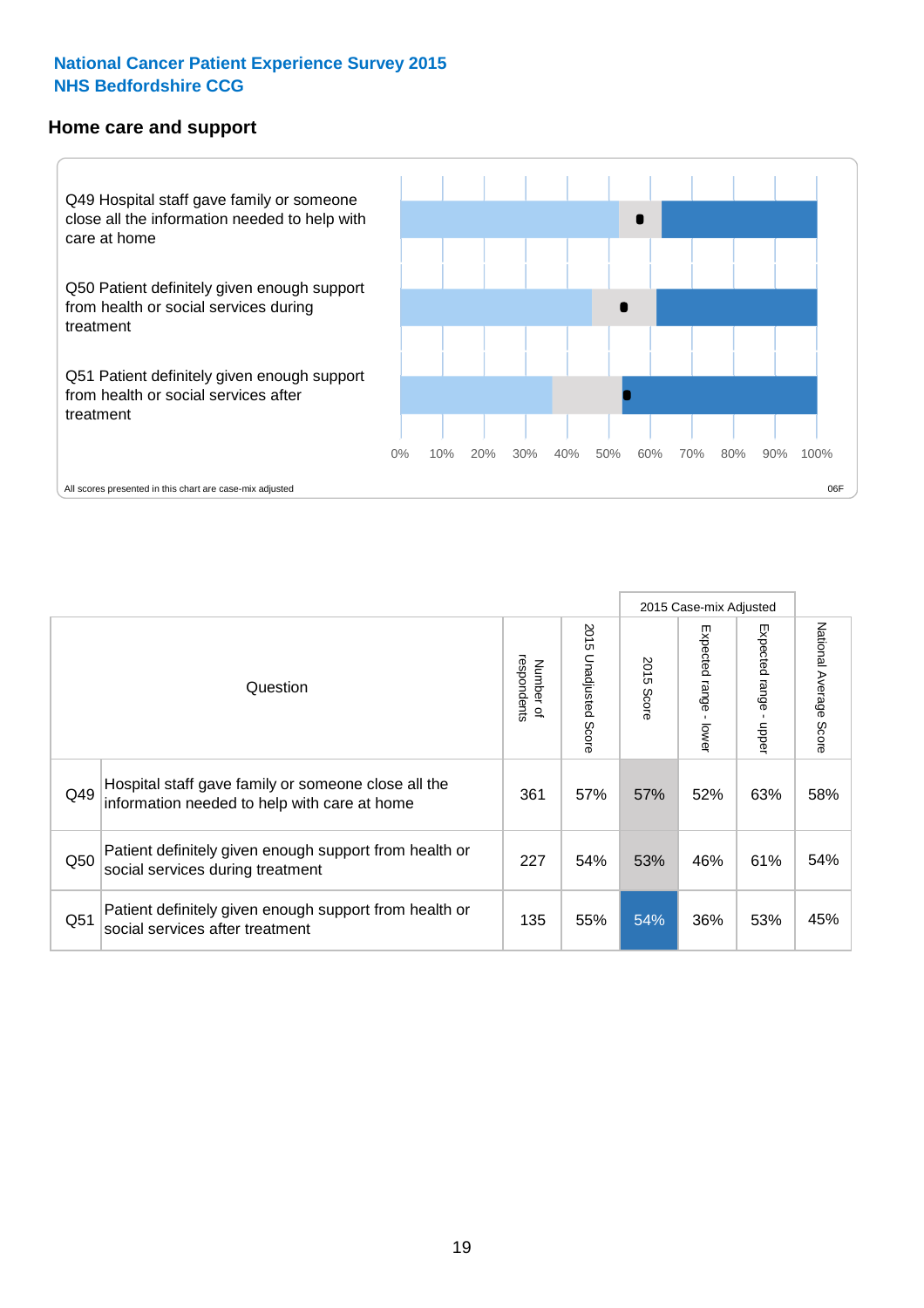**National Cancer Patient Experience Survey 2015**
**NHS Bedfordshire CCG**

## Home care and support

Q49 Hospital staff gave family or someone close all the information needed to help with care at home

Q50 Patient definitely given enough support from health or social services during treatment

Q51 Patient definitely given enough support from health or social services after treatment

0% 10% 20% 30% 40% 50% 60% 70% 80% 90% 100%

All scores presented in this chart are case-mix adjusted

06F

| | Question | Number of respondents | 2015 Unadjusted Score | 2015 Case-mix Adjusted | | | National Average Score |
|---|---|---|---|---|---|---|---|
| | | | | 2015 Score | Expected range - lower | Expected range - upper | |
| Q49 | Hospital staff gave family or someone close all the information needed to help with care at home | 361 | 57% | 57% | 52% | 63% | 58% |
| Q50 | Patient definitely given enough support from health or social services during treatment | 227 | 54% | 53% | 46% | 61% | 54% |
| Q51 | Patient definitely given enough support from health or social services after treatment | 135 | 55% | 54% | 36% | 53% | 45% |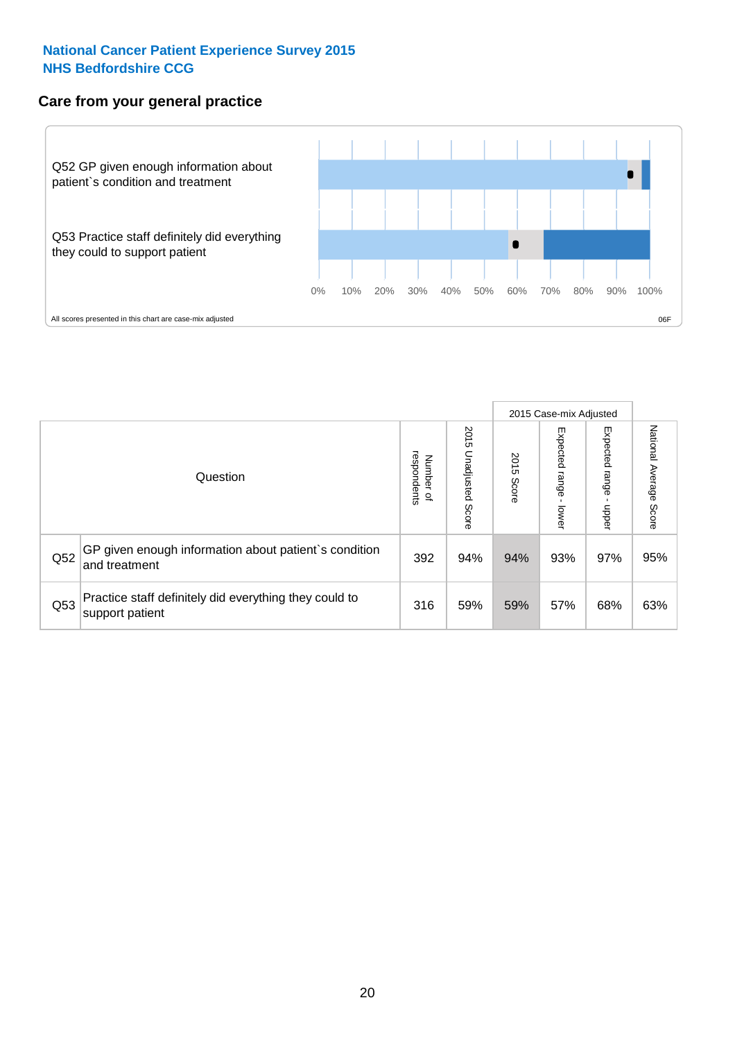**National Cancer Patient Experience Survey 2015**
**NHS Bedfordshire CCG**

## Care from your general practice

Q52 GP given enough information about patient`s condition and treatment

Q53 Practice staff definitely did everything they could to support patient

0% 10% 20% 30% 40% 50% 60% 70% 80% 90% 100%

All scores presented in this chart are case-mix adjusted

06F

| Question | | Number of respondents | 2015 Unadjusted Score | 2015 Case-mix Adjusted: 2015 Score | 2015 Case-mix Adjusted: Expected range - lower | 2015 Case-mix Adjusted: Expected range - upper | National Average Score |
|---|---|---|---|---|---|---|---|
| Q52 | GP given enough information about patient`s condition and treatment | 392 | 94% | 94% | 93% | 97% | 95% |
| Q53 | Practice staff definitely did everything they could to support patient | 316 | 59% | 59% | 57% | 68% | 63% |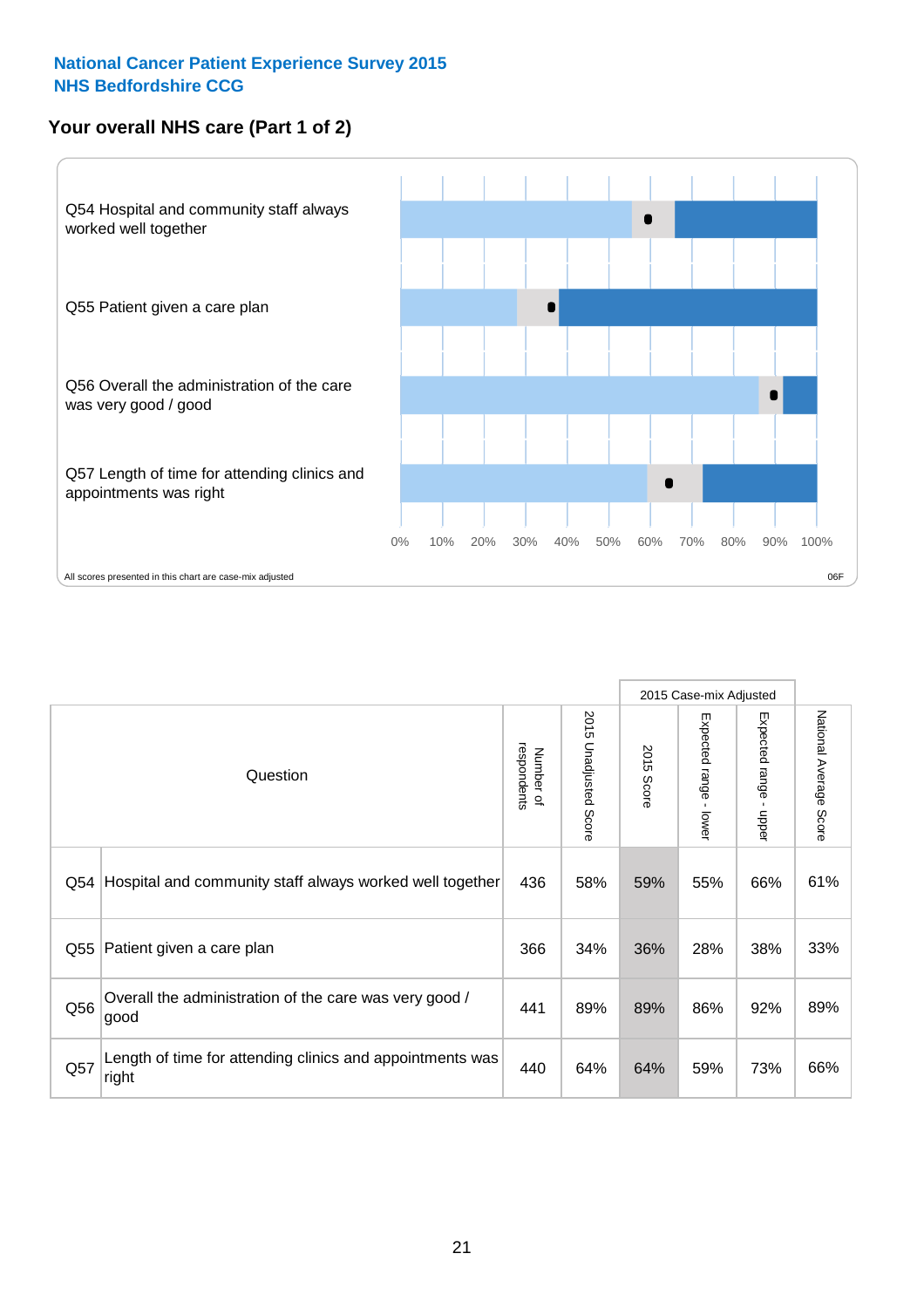**National Cancer Patient Experience Survey 2015**
**NHS Bedfordshire CCG**

## Your overall NHS care (Part 1 of 2)

Q54 Hospital and community staff always worked well together

Q55 Patient given a care plan

Q56 Overall the administration of the care was very good / good

Q57 Length of time for attending clinics and appointments was right

0% 10% 20% 30% 40% 50% 60% 70% 80% 90% 100%

All scores presented in this chart are case-mix adjusted

06F

| | Question | Number of respondents | 2015 Unadjusted Score | 2015 Case-mix Adjusted: 2015 Score | 2015 Case-mix Adjusted: Expected range - lower | 2015 Case-mix Adjusted: Expected range - upper | National Average Score |
|---|---|---|---|---|---|---|---|
| Q54 | Hospital and community staff always worked well together | 436 | 58% | 59% | 55% | 66% | 61% |
| Q55 | Patient given a care plan | 366 | 34% | 36% | 28% | 38% | 33% |
| Q56 | Overall the administration of the care was very good / good | 441 | 89% | 89% | 86% | 92% | 89% |
| Q57 | Length of time for attending clinics and appointments was right | 440 | 64% | 64% | 59% | 73% | 66% |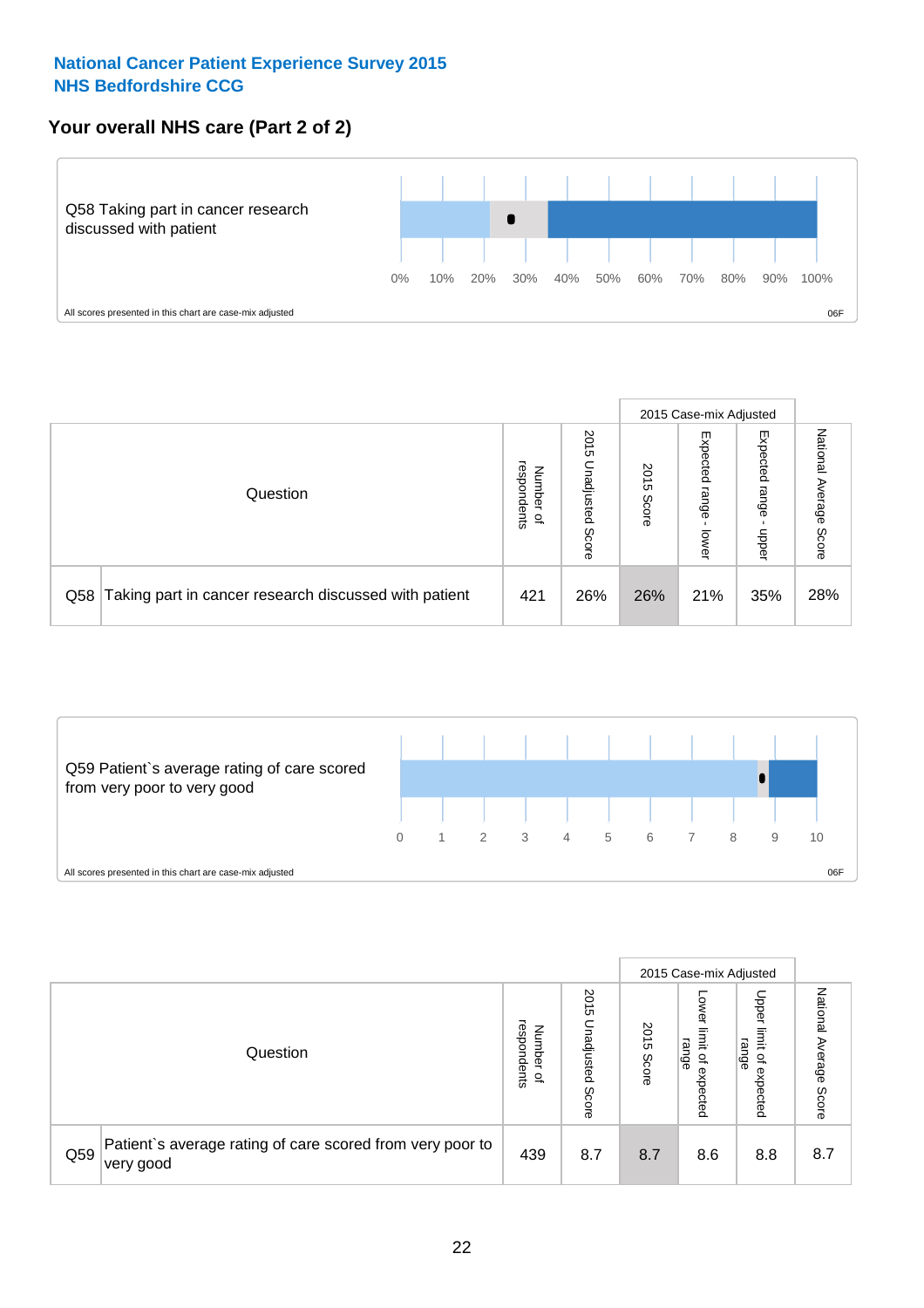**National Cancer Patient Experience Survey 2015**
**NHS Bedfordshire CCG**

## Your overall NHS care (Part 2 of 2)

Q58 Taking part in cancer research discussed with patient

0% 10% 20% 30% 40% 50% 60% 70% 80% 90% 100%

All scores presented in this chart are case-mix adjusted

06F

| Question | | Number of respondents | 2015 Unadjusted Score | 2015 Case-mix Adjusted | | | National Average Score |
|---|---|---|---|---|---|---|---|
| | | | | 2015 Score | Expected range - lower | Expected range - upper | |
| Q58 | Taking part in cancer research discussed with patient | 421 | 26% | 26% | 21% | 35% | 28% |

Q59 Patient`s average rating of care scored from very poor to very good

0 1 2 3 4 5 6 7 8 9 10

All scores presented in this chart are case-mix adjusted

06F

| Question | | Number of respondents | 2015 Unadjusted Score | 2015 Case-mix Adjusted | | | National Average Score |
|---|---|---|---|---|---|---|---|
| | | | | 2015 Score | Lower limit of expected range | Upper limit of expected range | |
| Q59 | Patient`s average rating of care scored from very poor to very good | 439 | 8.7 | 8.7 | 8.6 | 8.8 | 8.7 |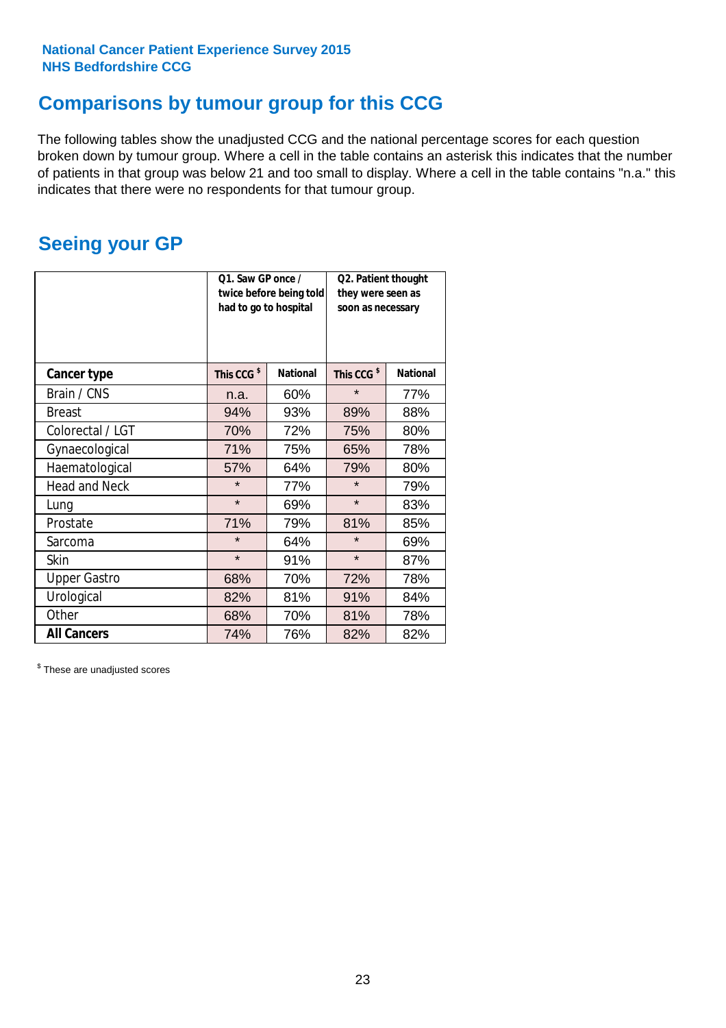National Cancer Patient Experience Survey 2015
NHS Bedfordshire CCG

# Comparisons by tumour group for this CCG

The following tables show the unadjusted CCG and the national percentage scores for each question broken down by tumour group. Where a cell in the table contains an asterisk this indicates that the number of patients in that group was below 21 and too small to display. Where a cell in the table contains "n.a." this indicates that there were no respondents for that tumour group.

## Seeing your GP

| | Q1. Saw GP once / twice before being told had to go to hospital | | Q2. Patient thought they were seen as soon as necessary | |
|---|---|---|---|---|
| **Cancer type** | This CCG $ | National | This CCG $ | National |
| Brain / CNS | n.a. | 60% | * | 77% |
| Breast | 94% | 93% | 89% | 88% |
| Colorectal / LGT | 70% | 72% | 75% | 80% |
| Gynaecological | 71% | 75% | 65% | 78% |
| Haematological | 57% | 64% | 79% | 80% |
| Head and Neck | * | 77% | * | 79% |
| Lung | * | 69% | * | 83% |
| Prostate | 71% | 79% | 81% | 85% |
| Sarcoma | * | 64% | * | 69% |
| Skin | * | 91% | * | 87% |
| Upper Gastro | 68% | 70% | 72% | 78% |
| Urological | 82% | 81% | 91% | 84% |
| Other | 68% | 70% | 81% | 78% |
| **All Cancers** | 74% | 76% | 82% | 82% |

$ These are unadjusted scores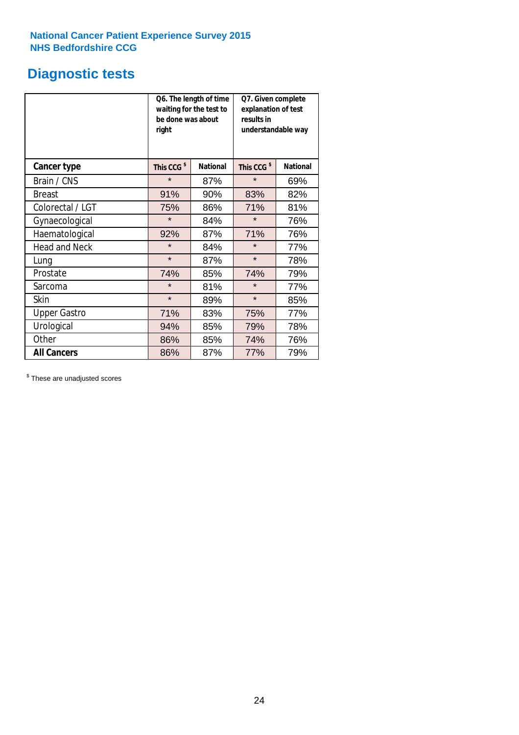National Cancer Patient Experience Survey 2015
NHS Bedfordshire CCG

# Diagnostic tests

| | Q6. The length of time waiting for the test to be done was about right | | Q7. Given complete explanation of test results in understandable way | |
|---|---|---|---|---|
| **Cancer type** | **This CCG $** | **National** | **This CCG $** | **National** |
| Brain / CNS | * | 87% | * | 69% |
| Breast | 91% | 90% | 83% | 82% |
| Colorectal / LGT | 75% | 86% | 71% | 81% |
| Gynaecological | * | 84% | * | 76% |
| Haematological | 92% | 87% | 71% | 76% |
| Head and Neck | * | 84% | * | 77% |
| Lung | * | 87% | * | 78% |
| Prostate | 74% | 85% | 74% | 79% |
| Sarcoma | * | 81% | * | 77% |
| Skin | * | 89% | * | 85% |
| Upper Gastro | 71% | 83% | 75% | 77% |
| Urological | 94% | 85% | 79% | 78% |
| Other | 86% | 85% | 74% | 76% |
| **All Cancers** | 86% | 87% | 77% | 79% |

$ These are unadjusted scores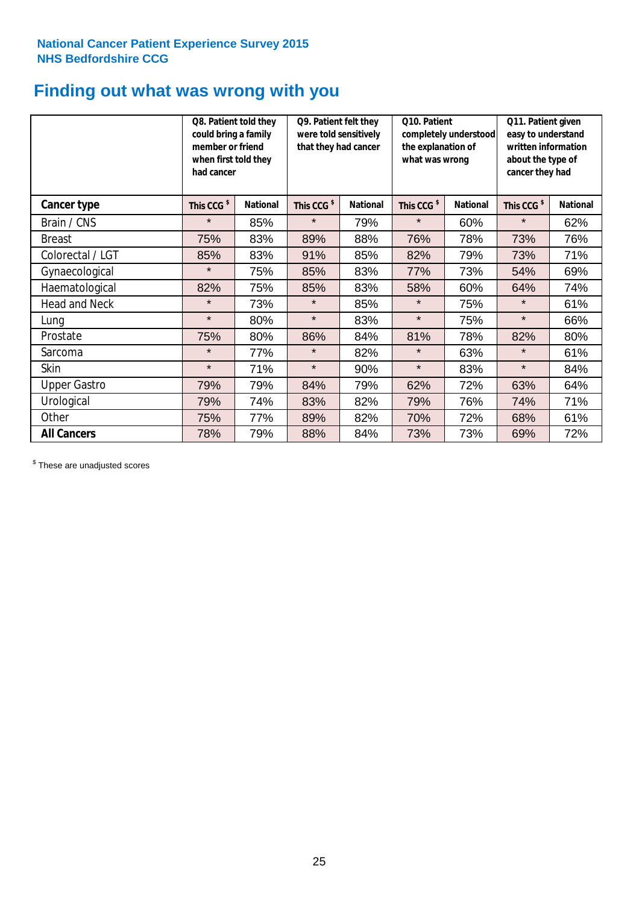National Cancer Patient Experience Survey 2015
NHS Bedfordshire CCG

# Finding out what was wrong with you

| | Q8. Patient told they could bring a family member or friend when first told they had cancer | | Q9. Patient felt they were told sensitively that they had cancer | | Q10. Patient completely understood the explanation of what was wrong | | Q11. Patient given easy to understand written information about the type of cancer they had | |
|---|---|---|---|---|---|---|---|---|
| **Cancer type** | This CCG $ | National | This CCG $ | National | This CCG $ | National | This CCG $ | National |
| Brain / CNS | * | 85% | * | 79% | * | 60% | * | 62% |
| Breast | 75% | 83% | 89% | 88% | 76% | 78% | 73% | 76% |
| Colorectal / LGT | 85% | 83% | 91% | 85% | 82% | 79% | 73% | 71% |
| Gynaecological | * | 75% | 85% | 83% | 77% | 73% | 54% | 69% |
| Haematological | 82% | 75% | 85% | 83% | 58% | 60% | 64% | 74% |
| Head and Neck | * | 73% | * | 85% | * | 75% | * | 61% |
| Lung | * | 80% | * | 83% | * | 75% | * | 66% |
| Prostate | 75% | 80% | 86% | 84% | 81% | 78% | 82% | 80% |
| Sarcoma | * | 77% | * | 82% | * | 63% | * | 61% |
| Skin | * | 71% | * | 90% | * | 83% | * | 84% |
| Upper Gastro | 79% | 79% | 84% | 79% | 62% | 72% | 63% | 64% |
| Urological | 79% | 74% | 83% | 82% | 79% | 76% | 74% | 71% |
| Other | 75% | 77% | 89% | 82% | 70% | 72% | 68% | 61% |
| **All Cancers** | 78% | 79% | 88% | 84% | 73% | 73% | 69% | 72% |

$ These are unadjusted scores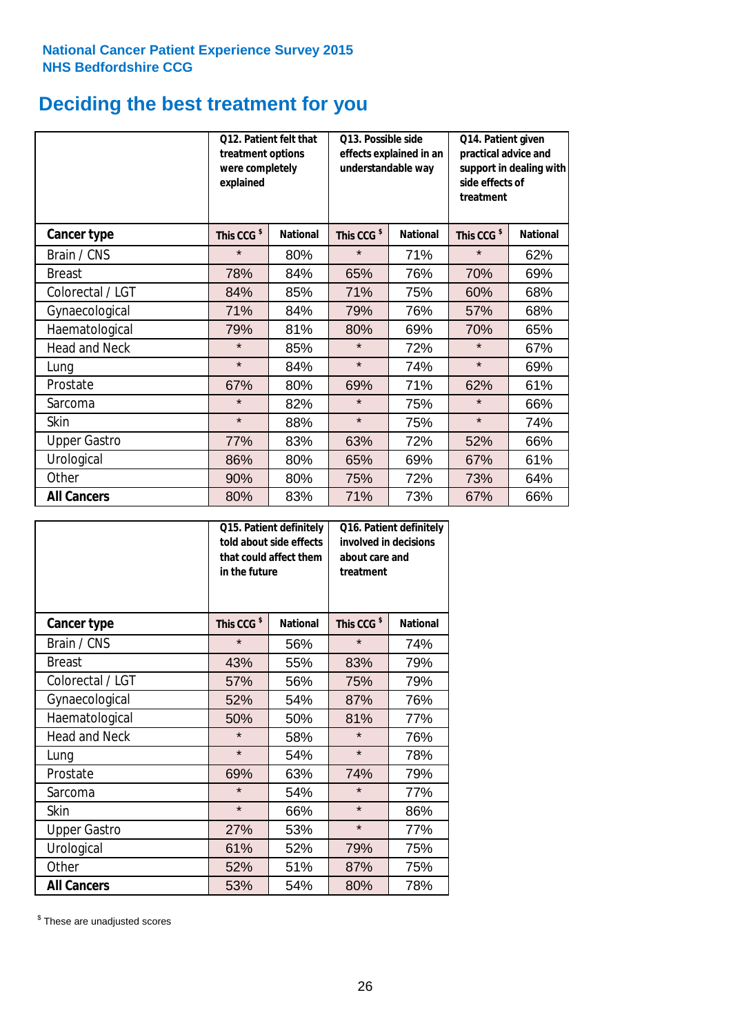National Cancer Patient Experience Survey 2015
NHS Bedfordshire CCG

# Deciding the best treatment for you

| | Q12. Patient felt that treatment options were completely explained | | Q13. Possible side effects explained in an understandable way | | Q14. Patient given practical advice and support in dealing with side effects of treatment | |
|---|---|---|---|---|---|---|
| **Cancer type** | **This CCG $** | **National** | **This CCG $** | **National** | **This CCG $** | **National** |
| Brain / CNS | * | 80% | * | 71% | * | 62% |
| Breast | 78% | 84% | 65% | 76% | 70% | 69% |
| Colorectal / LGT | 84% | 85% | 71% | 75% | 60% | 68% |
| Gynaecological | 71% | 84% | 79% | 76% | 57% | 68% |
| Haematological | 79% | 81% | 80% | 69% | 70% | 65% |
| Head and Neck | * | 85% | * | 72% | * | 67% |
| Lung | * | 84% | * | 74% | * | 69% |
| Prostate | 67% | 80% | 69% | 71% | 62% | 61% |
| Sarcoma | * | 82% | * | 75% | * | 66% |
| Skin | * | 88% | * | 75% | * | 74% |
| Upper Gastro | 77% | 83% | 63% | 72% | 52% | 66% |
| Urological | 86% | 80% | 65% | 69% | 67% | 61% |
| Other | 90% | 80% | 75% | 72% | 73% | 64% |
| **All Cancers** | 80% | 83% | 71% | 73% | 67% | 66% |

| | Q15. Patient definitely told about side effects that could affect them in the future | | Q16. Patient definitely involved in decisions about care and treatment | |
|---|---|---|---|---|
| **Cancer type** | **This CCG $** | **National** | **This CCG $** | **National** |
| Brain / CNS | * | 56% | * | 74% |
| Breast | 43% | 55% | 83% | 79% |
| Colorectal / LGT | 57% | 56% | 75% | 79% |
| Gynaecological | 52% | 54% | 87% | 76% |
| Haematological | 50% | 50% | 81% | 77% |
| Head and Neck | * | 58% | * | 76% |
| Lung | * | 54% | * | 78% |
| Prostate | 69% | 63% | 74% | 79% |
| Sarcoma | * | 54% | * | 77% |
| Skin | * | 66% | * | 86% |
| Upper Gastro | 27% | 53% | * | 77% |
| Urological | 61% | 52% | 79% | 75% |
| Other | 52% | 51% | 87% | 75% |
| **All Cancers** | 53% | 54% | 80% | 78% |

$ These are unadjusted scores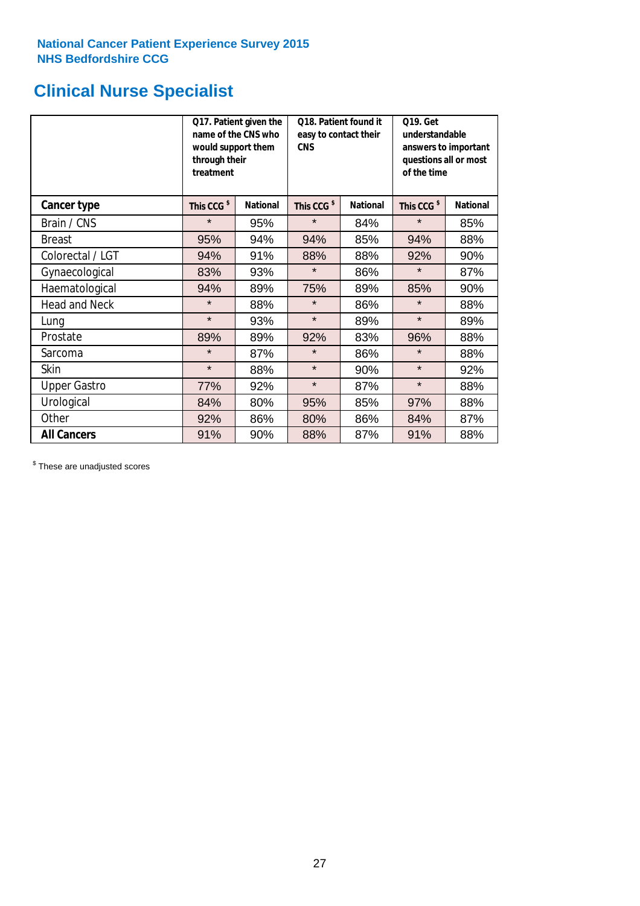National Cancer Patient Experience Survey 2015
NHS Bedfordshire CCG

# Clinical Nurse Specialist

| | Q17. Patient given the name of the CNS who would support them through their treatment | | Q18. Patient found it easy to contact their CNS | | Q19. Get understandable answers to important questions all or most of the time | |
|---|---|---|---|---|---|---|
| **Cancer type** | **This CCG $** | **National** | **This CCG $** | **National** | **This CCG $** | **National** |
| Brain / CNS | * | 95% | * | 84% | * | 85% |
| Breast | 95% | 94% | 94% | 85% | 94% | 88% |
| Colorectal / LGT | 94% | 91% | 88% | 88% | 92% | 90% |
| Gynaecological | 83% | 93% | * | 86% | * | 87% |
| Haematological | 94% | 89% | 75% | 89% | 85% | 90% |
| Head and Neck | * | 88% | * | 86% | * | 88% |
| Lung | * | 93% | * | 89% | * | 89% |
| Prostate | 89% | 89% | 92% | 83% | 96% | 88% |
| Sarcoma | * | 87% | * | 86% | * | 88% |
| Skin | * | 88% | * | 90% | * | 92% |
| Upper Gastro | 77% | 92% | * | 87% | * | 88% |
| Urological | 84% | 80% | 95% | 85% | 97% | 88% |
| Other | 92% | 86% | 80% | 86% | 84% | 87% |
| **All Cancers** | 91% | 90% | 88% | 87% | 91% | 88% |

$ These are unadjusted scores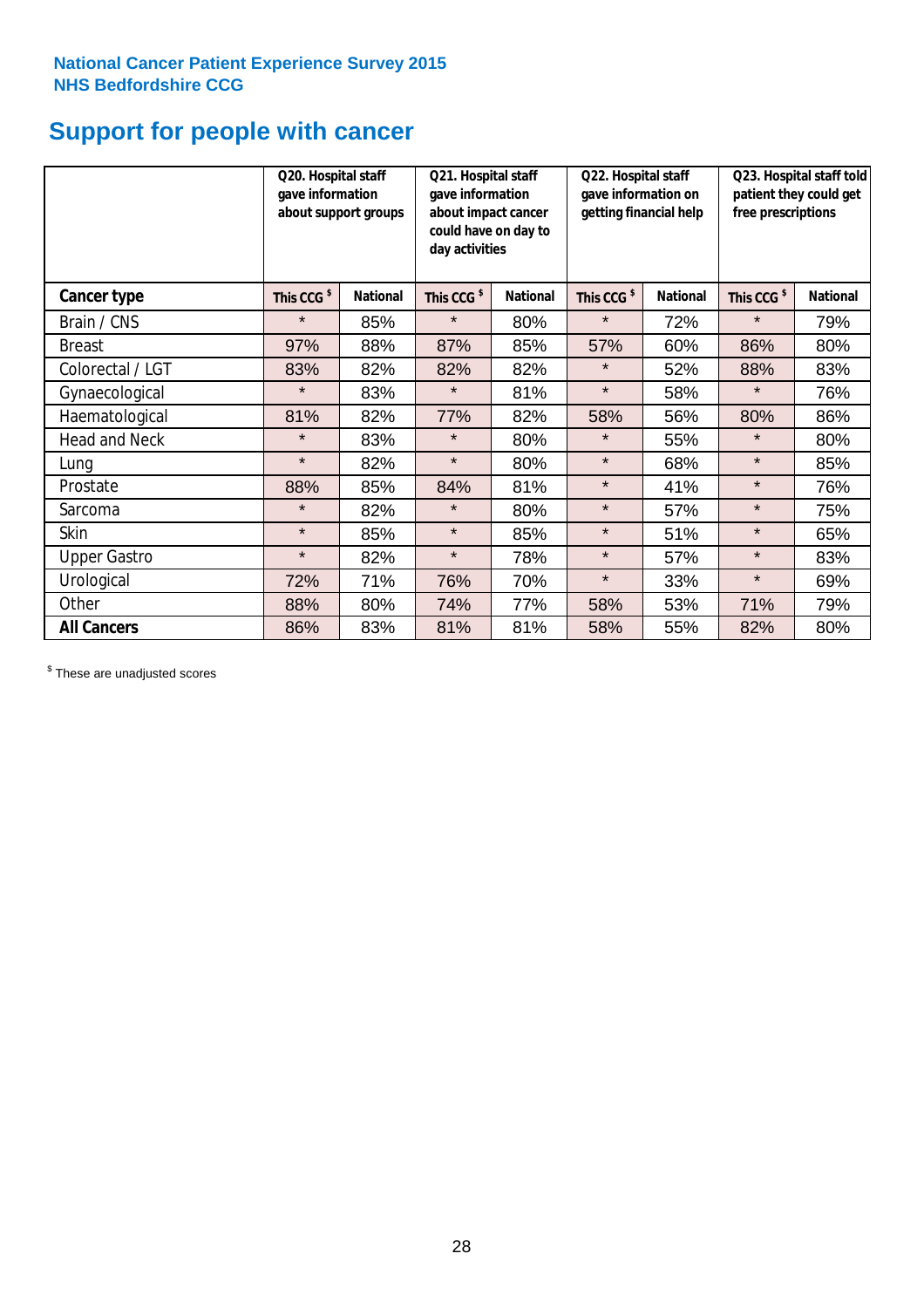**National Cancer Patient Experience Survey 2015**
**NHS Bedfordshire CCG**

# Support for people with cancer

| | Q20. Hospital staff gave information about support groups | | Q21. Hospital staff gave information about impact cancer could have on day to day activities | | Q22. Hospital staff gave information on getting financial help | | Q23. Hospital staff told patient they could get free prescriptions | |
|---|---|---|---|---|---|---|---|---|
| **Cancer type** | This CCG $ | National | This CCG $ | National | This CCG $ | National | This CCG $ | National |
| Brain / CNS | * | 85% | * | 80% | * | 72% | * | 79% |
| Breast | 97% | 88% | 87% | 85% | 57% | 60% | 86% | 80% |
| Colorectal / LGT | 83% | 82% | 82% | 82% | * | 52% | 88% | 83% |
| Gynaecological | * | 83% | * | 81% | * | 58% | * | 76% |
| Haematological | 81% | 82% | 77% | 82% | 58% | 56% | 80% | 86% |
| Head and Neck | * | 83% | * | 80% | * | 55% | * | 80% |
| Lung | * | 82% | * | 80% | * | 68% | * | 85% |
| Prostate | 88% | 85% | 84% | 81% | * | 41% | * | 76% |
| Sarcoma | * | 82% | * | 80% | * | 57% | * | 75% |
| Skin | * | 85% | * | 85% | * | 51% | * | 65% |
| Upper Gastro | * | 82% | * | 78% | * | 57% | * | 83% |
| Urological | 72% | 71% | 76% | 70% | * | 33% | * | 69% |
| Other | 88% | 80% | 74% | 77% | 58% | 53% | 71% | 79% |
| **All Cancers** | 86% | 83% | 81% | 81% | 58% | 55% | 82% | 80% |

$ These are unadjusted scores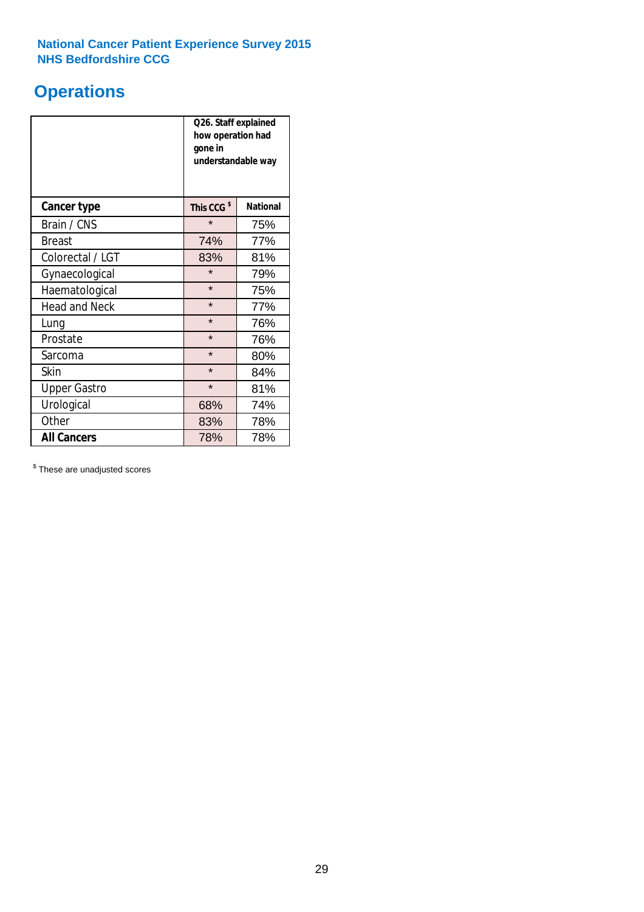National Cancer Patient Experience Survey 2015
NHS Bedfordshire CCG

# Operations

| | Q26. Staff explained how operation had gone in understandable way | |
|---|---|---|
| **Cancer type** | **This CCG $** | **National** |
| Brain / CNS | * | 75% |
| Breast | 74% | 77% |
| Colorectal / LGT | 83% | 81% |
| Gynaecological | * | 79% |
| Haematological | * | 75% |
| Head and Neck | * | 77% |
| Lung | * | 76% |
| Prostate | * | 76% |
| Sarcoma | * | 80% |
| Skin | * | 84% |
| Upper Gastro | * | 81% |
| Urological | 68% | 74% |
| Other | 83% | 78% |
| **All Cancers** | 78% | 78% |

$ These are unadjusted scores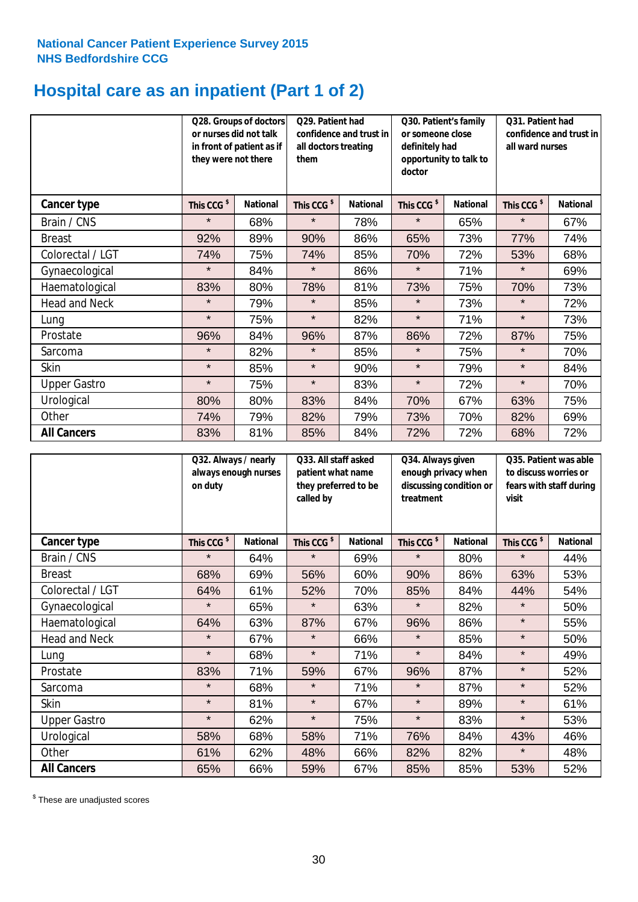**National Cancer Patient Experience Survey 2015**
**NHS Bedfordshire CCG**

# Hospital care as an inpatient (Part 1 of 2)

| | Q28. Groups of doctors or nurses did not talk in front of patient as if they were not there | | Q29. Patient had confidence and trust in all doctors treating them | | Q30. Patient's family or someone close definitely had opportunity to talk to doctor | | Q31. Patient had confidence and trust in all ward nurses | |
|---|---|---|---|---|---|---|---|---|
| **Cancer type** | **This CCG $** | **National** | **This CCG $** | **National** | **This CCG $** | **National** | **This CCG $** | **National** |
| Brain / CNS | * | 68% | * | 78% | * | 65% | * | 67% |
| Breast | 92% | 89% | 90% | 86% | 65% | 73% | 77% | 74% |
| Colorectal / LGT | 74% | 75% | 74% | 85% | 70% | 72% | 53% | 68% |
| Gynaecological | * | 84% | * | 86% | * | 71% | * | 69% |
| Haematological | 83% | 80% | 78% | 81% | 73% | 75% | 70% | 73% |
| Head and Neck | * | 79% | * | 85% | * | 73% | * | 72% |
| Lung | * | 75% | * | 82% | * | 71% | * | 73% |
| Prostate | 96% | 84% | 96% | 87% | 86% | 72% | 87% | 75% |
| Sarcoma | * | 82% | * | 85% | * | 75% | * | 70% |
| Skin | * | 85% | * | 90% | * | 79% | * | 84% |
| Upper Gastro | * | 75% | * | 83% | * | 72% | * | 70% |
| Urological | 80% | 80% | 83% | 84% | 70% | 67% | 63% | 75% |
| Other | 74% | 79% | 82% | 79% | 73% | 70% | 82% | 69% |
| **All Cancers** | 83% | 81% | 85% | 84% | 72% | 72% | 68% | 72% |

| | Q32. Always / nearly always enough nurses on duty | | Q33. All staff asked patient what name they preferred to be called by | | Q34. Always given enough privacy when discussing condition or treatment | | Q35. Patient was able to discuss worries or fears with staff during visit | |
|---|---|---|---|---|---|---|---|---|
| **Cancer type** | **This CCG $** | **National** | **This CCG $** | **National** | **This CCG $** | **National** | **This CCG $** | **National** |
| Brain / CNS | * | 64% | * | 69% | * | 80% | * | 44% |
| Breast | 68% | 69% | 56% | 60% | 90% | 86% | 63% | 53% |
| Colorectal / LGT | 64% | 61% | 52% | 70% | 85% | 84% | 44% | 54% |
| Gynaecological | * | 65% | * | 63% | * | 82% | * | 50% |
| Haematological | 64% | 63% | 87% | 67% | 96% | 86% | * | 55% |
| Head and Neck | * | 67% | * | 66% | * | 85% | * | 50% |
| Lung | * | 68% | * | 71% | * | 84% | * | 49% |
| Prostate | 83% | 71% | 59% | 67% | 96% | 87% | * | 52% |
| Sarcoma | * | 68% | * | 71% | * | 87% | * | 52% |
| Skin | * | 81% | * | 67% | * | 89% | * | 61% |
| Upper Gastro | * | 62% | * | 75% | * | 83% | * | 53% |
| Urological | 58% | 68% | 58% | 71% | 76% | 84% | 43% | 46% |
| Other | 61% | 62% | 48% | 66% | 82% | 82% | * | 48% |
| **All Cancers** | 65% | 66% | 59% | 67% | 85% | 85% | 53% | 52% |

$ These are unadjusted scores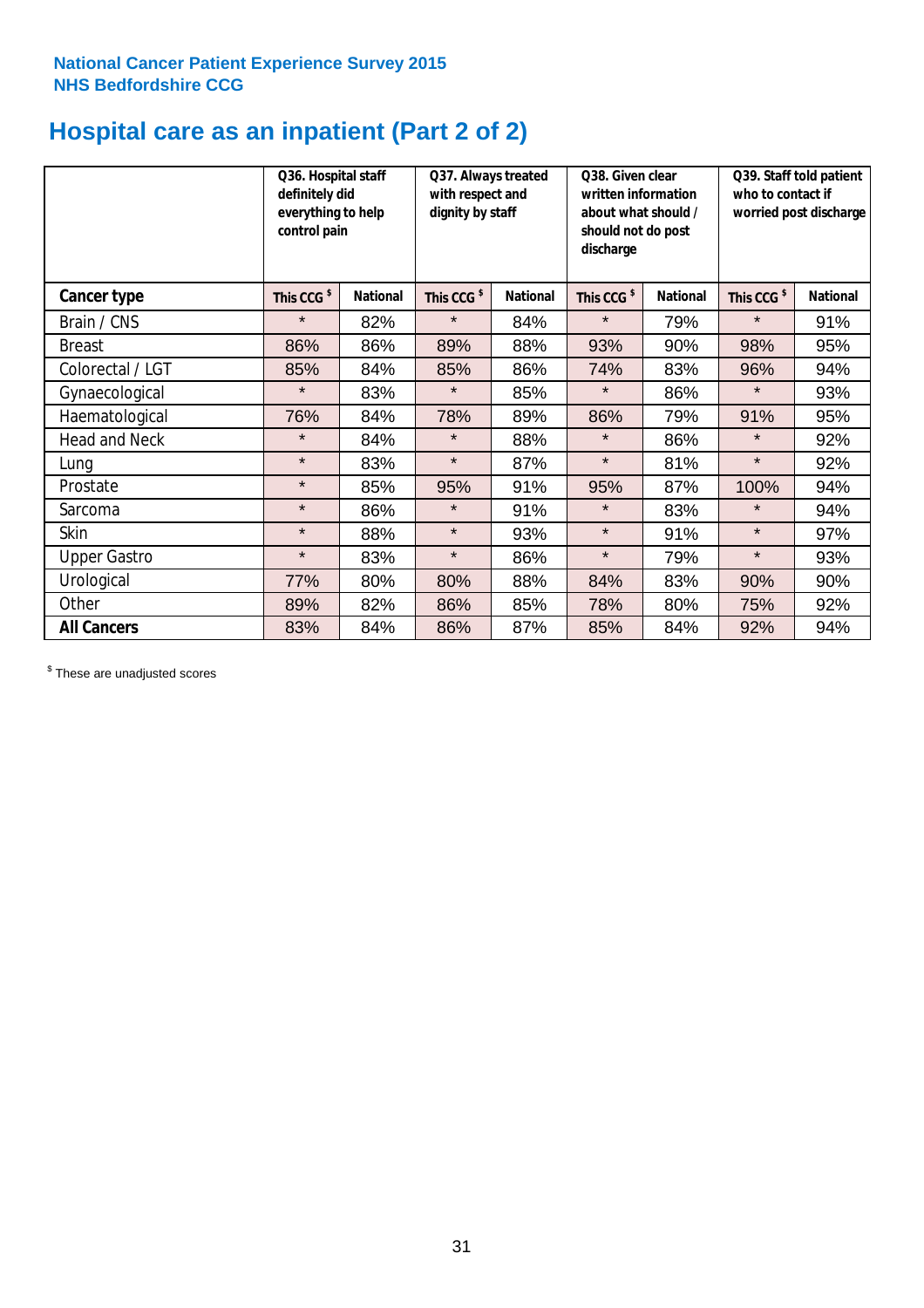**National Cancer Patient Experience Survey 2015**
**NHS Bedfordshire CCG**

# Hospital care as an inpatient (Part 2 of 2)

| | Q36. Hospital staff definitely did everything to help control pain | | Q37. Always treated with respect and dignity by staff | | Q38. Given clear written information about what should / should not do post discharge | | Q39. Staff told patient who to contact if worried post discharge | |
|---|---|---|---|---|---|---|---|---|
| **Cancer type** | **This CCG $** | **National** | **This CCG $** | **National** | **This CCG $** | **National** | **This CCG $** | **National** |
| Brain / CNS | * | 82% | * | 84% | * | 79% | * | 91% |
| Breast | 86% | 86% | 89% | 88% | 93% | 90% | 98% | 95% |
| Colorectal / LGT | 85% | 84% | 85% | 86% | 74% | 83% | 96% | 94% |
| Gynaecological | * | 83% | * | 85% | * | 86% | * | 93% |
| Haematological | 76% | 84% | 78% | 89% | 86% | 79% | 91% | 95% |
| Head and Neck | * | 84% | * | 88% | * | 86% | * | 92% |
| Lung | * | 83% | * | 87% | * | 81% | * | 92% |
| Prostate | * | 85% | 95% | 91% | 95% | 87% | 100% | 94% |
| Sarcoma | * | 86% | * | 91% | * | 83% | * | 94% |
| Skin | * | 88% | * | 93% | * | 91% | * | 97% |
| Upper Gastro | * | 83% | * | 86% | * | 79% | * | 93% |
| Urological | 77% | 80% | 80% | 88% | 84% | 83% | 90% | 90% |
| Other | 89% | 82% | 86% | 85% | 78% | 80% | 75% | 92% |
| **All Cancers** | 83% | 84% | 86% | 87% | 85% | 84% | 92% | 94% |

$ These are unadjusted scores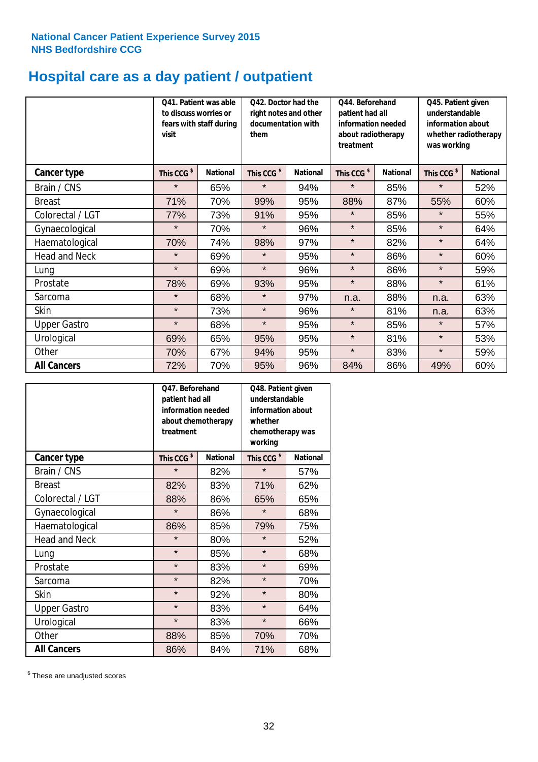National Cancer Patient Experience Survey 2015
NHS Bedfordshire CCG

# Hospital care as a day patient / outpatient

| | Q41. Patient was able to discuss worries or fears with staff during visit | | Q42. Doctor had the right notes and other documentation with them | | Q44. Beforehand patient had all information needed about radiotherapy treatment | | Q45. Patient given understandable information about whether radiotherapy was working | |
|---|---|---|---|---|---|---|---|---|
| **Cancer type** | This CCG $ | National | This CCG $ | National | This CCG $ | National | This CCG $ | National |
| Brain / CNS | * | 65% | * | 94% | * | 85% | * | 52% |
| Breast | 71% | 70% | 99% | 95% | 88% | 87% | 55% | 60% |
| Colorectal / LGT | 77% | 73% | 91% | 95% | * | 85% | * | 55% |
| Gynaecological | * | 70% | * | 96% | * | 85% | * | 64% |
| Haematological | 70% | 74% | 98% | 97% | * | 82% | * | 64% |
| Head and Neck | * | 69% | * | 95% | * | 86% | * | 60% |
| Lung | * | 69% | * | 96% | * | 86% | * | 59% |
| Prostate | 78% | 69% | 93% | 95% | * | 88% | * | 61% |
| Sarcoma | * | 68% | * | 97% | n.a. | 88% | n.a. | 63% |
| Skin | * | 73% | * | 96% | * | 81% | n.a. | 63% |
| Upper Gastro | * | 68% | * | 95% | * | 85% | * | 57% |
| Urological | 69% | 65% | 95% | 95% | * | 81% | * | 53% |
| Other | 70% | 67% | 94% | 95% | * | 83% | * | 59% |
| **All Cancers** | 72% | 70% | 95% | 96% | 84% | 86% | 49% | 60% |

| | Q47. Beforehand patient had all information needed about chemotherapy treatment | | Q48. Patient given understandable information about whether chemotherapy was working | |
|---|---|---|---|---|
| **Cancer type** | This CCG $ | National | This CCG $ | National |
| Brain / CNS | * | 82% | * | 57% |
| Breast | 82% | 83% | 71% | 62% |
| Colorectal / LGT | 88% | 86% | 65% | 65% |
| Gynaecological | * | 86% | * | 68% |
| Haematological | 86% | 85% | 79% | 75% |
| Head and Neck | * | 80% | * | 52% |
| Lung | * | 85% | * | 68% |
| Prostate | * | 83% | * | 69% |
| Sarcoma | * | 82% | * | 70% |
| Skin | * | 92% | * | 80% |
| Upper Gastro | * | 83% | * | 64% |
| Urological | * | 83% | * | 66% |
| Other | 88% | 85% | 70% | 70% |
| **All Cancers** | 86% | 84% | 71% | 68% |

$ These are unadjusted scores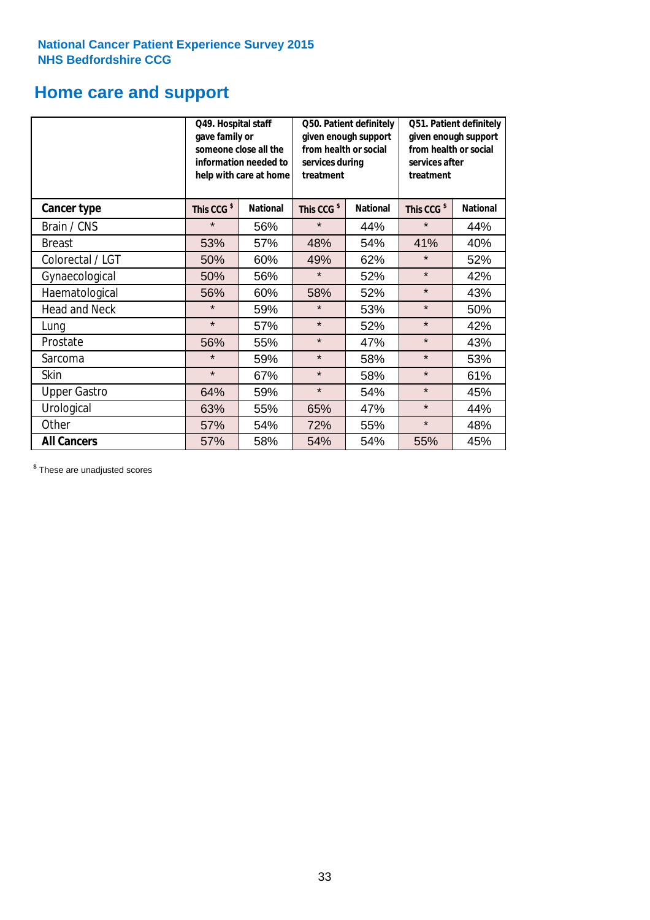National Cancer Patient Experience Survey 2015
NHS Bedfordshire CCG

# Home care and support

| | Q49. Hospital staff gave family or someone close all the information needed to help with care at home | | Q50. Patient definitely given enough support from health or social services during treatment | | Q51. Patient definitely given enough support from health or social services after treatment | |
|---|---|---|---|---|---|---|
| **Cancer type** | This CCG $ | National | This CCG $ | National | This CCG $ | National |
| Brain / CNS | * | 56% | * | 44% | * | 44% |
| Breast | 53% | 57% | 48% | 54% | 41% | 40% |
| Colorectal / LGT | 50% | 60% | 49% | 62% | * | 52% |
| Gynaecological | 50% | 56% | * | 52% | * | 42% |
| Haematological | 56% | 60% | 58% | 52% | * | 43% |
| Head and Neck | * | 59% | * | 53% | * | 50% |
| Lung | * | 57% | * | 52% | * | 42% |
| Prostate | 56% | 55% | * | 47% | * | 43% |
| Sarcoma | * | 59% | * | 58% | * | 53% |
| Skin | * | 67% | * | 58% | * | 61% |
| Upper Gastro | 64% | 59% | * | 54% | * | 45% |
| Urological | 63% | 55% | 65% | 47% | * | 44% |
| Other | 57% | 54% | 72% | 55% | * | 48% |
| **All Cancers** | 57% | 58% | 54% | 54% | 55% | 45% |

$ These are unadjusted scores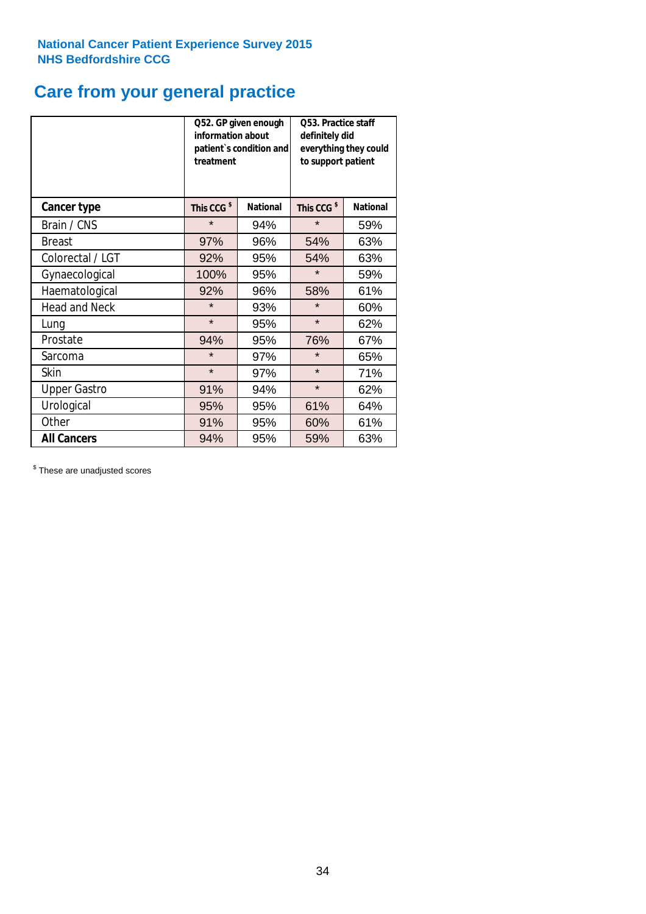**National Cancer Patient Experience Survey 2015**
**NHS Bedfordshire CCG**

# Care from your general practice

| | Q52. GP given enough information about patient`s condition and treatment | | Q53. Practice staff definitely did everything they could to support patient | |
|---|---|---|---|---|
| **Cancer type** | **This CCG [$]** | **National** | **This CCG [$]** | **National** |
| Brain / CNS | * | 94% | * | 59% |
| Breast | 97% | 96% | 54% | 63% |
| Colorectal / LGT | 92% | 95% | 54% | 63% |
| Gynaecological | 100% | 95% | * | 59% |
| Haematological | 92% | 96% | 58% | 61% |
| Head and Neck | * | 93% | * | 60% |
| Lung | * | 95% | * | 62% |
| Prostate | 94% | 95% | 76% | 67% |
| Sarcoma | * | 97% | * | 65% |
| Skin | * | 97% | * | 71% |
| Upper Gastro | 91% | 94% | * | 62% |
| Urological | 95% | 95% | 61% | 64% |
| Other | 91% | 95% | 60% | 61% |
| **All Cancers** | 94% | 95% | 59% | 63% |

[$] These are unadjusted scores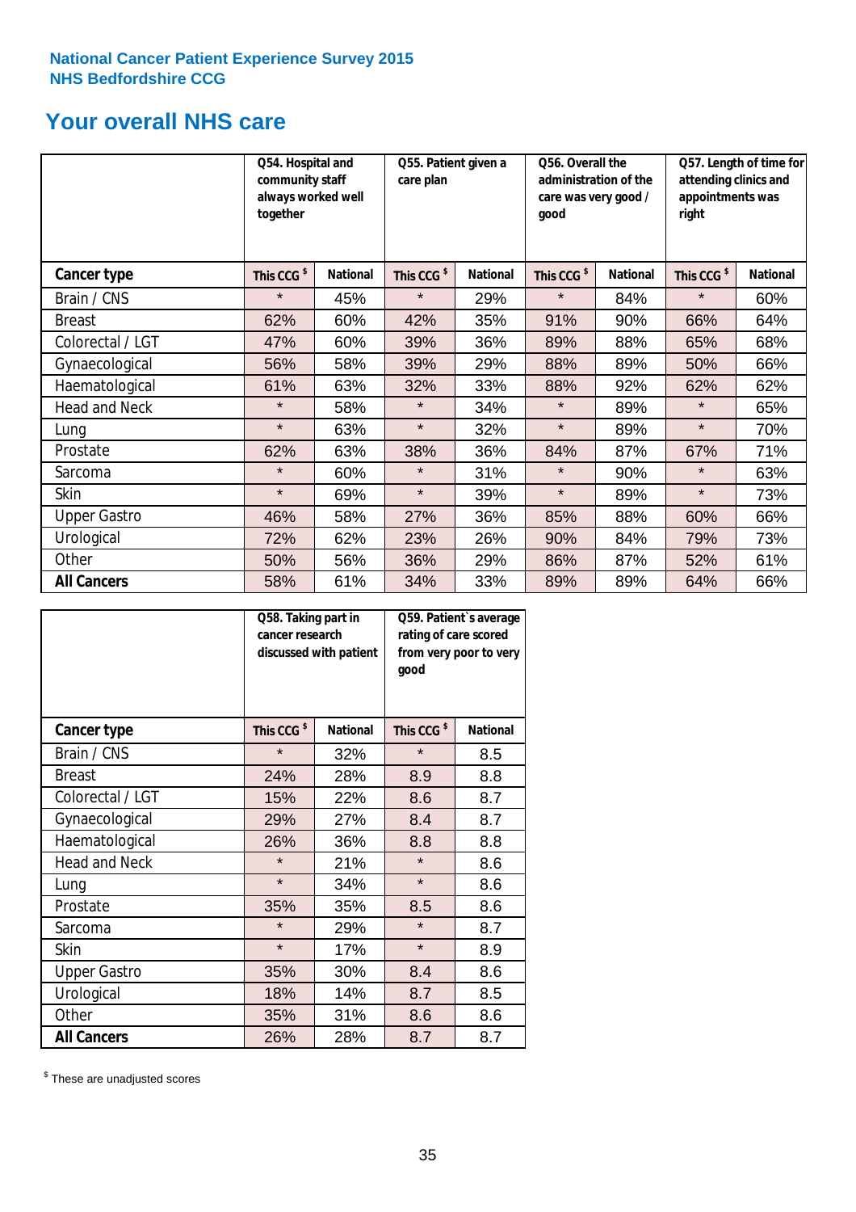National Cancer Patient Experience Survey 2015
NHS Bedfordshire CCG

# Your overall NHS care

| | Q54. Hospital and community staff always worked well together | | Q55. Patient given a care plan | | Q56. Overall the administration of the care was very good / good | | Q57. Length of time for attending clinics and appointments was right | |
|---|---|---|---|---|---|---|---|---|
| **Cancer type** | This CCG $ | National | This CCG $ | National | This CCG $ | National | This CCG $ | National |
| Brain / CNS | * | 45% | * | 29% | * | 84% | * | 60% |
| Breast | 62% | 60% | 42% | 35% | 91% | 90% | 66% | 64% |
| Colorectal / LGT | 47% | 60% | 39% | 36% | 89% | 88% | 65% | 68% |
| Gynaecological | 56% | 58% | 39% | 29% | 88% | 89% | 50% | 66% |
| Haematological | 61% | 63% | 32% | 33% | 88% | 92% | 62% | 62% |
| Head and Neck | * | 58% | * | 34% | * | 89% | * | 65% |
| Lung | * | 63% | * | 32% | * | 89% | * | 70% |
| Prostate | 62% | 63% | 38% | 36% | 84% | 87% | 67% | 71% |
| Sarcoma | * | 60% | * | 31% | * | 90% | * | 63% |
| Skin | * | 69% | * | 39% | * | 89% | * | 73% |
| Upper Gastro | 46% | 58% | 27% | 36% | 85% | 88% | 60% | 66% |
| Urological | 72% | 62% | 23% | 26% | 90% | 84% | 79% | 73% |
| Other | 50% | 56% | 36% | 29% | 86% | 87% | 52% | 61% |
| **All Cancers** | 58% | 61% | 34% | 33% | 89% | 89% | 64% | 66% |

| | Q58. Taking part in cancer research discussed with patient | | Q59. Patient`s average rating of care scored from very poor to very good | |
|---|---|---|---|---|
| **Cancer type** | This CCG $ | National | This CCG $ | National |
| Brain / CNS | * | 32% | * | 8.5 |
| Breast | 24% | 28% | 8.9 | 8.8 |
| Colorectal / LGT | 15% | 22% | 8.6 | 8.7 |
| Gynaecological | 29% | 27% | 8.4 | 8.7 |
| Haematological | 26% | 36% | 8.8 | 8.8 |
| Head and Neck | * | 21% | * | 8.6 |
| Lung | * | 34% | * | 8.6 |
| Prostate | 35% | 35% | 8.5 | 8.6 |
| Sarcoma | * | 29% | * | 8.7 |
| Skin | * | 17% | * | 8.9 |
| Upper Gastro | 35% | 30% | 8.4 | 8.6 |
| Urological | 18% | 14% | 8.7 | 8.5 |
| Other | 35% | 31% | 8.6 | 8.6 |
| **All Cancers** | 26% | 28% | 8.7 | 8.7 |

$ These are unadjusted scores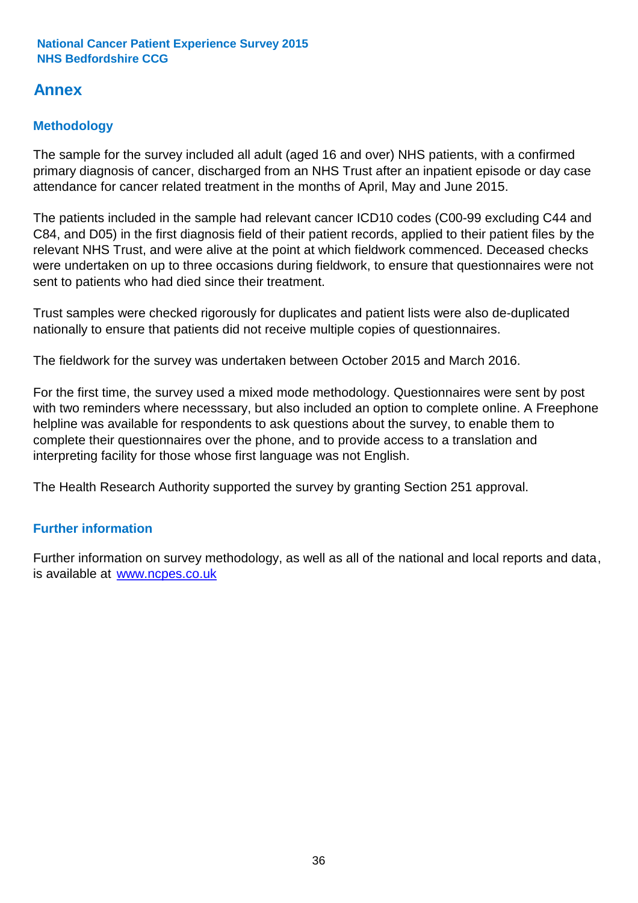## Annex

### Methodology

The sample for the survey included all adult (aged 16 and over) NHS patients, with a confirmed primary diagnosis of cancer, discharged from an NHS Trust after an inpatient episode or day case attendance for cancer related treatment in the months of April, May and June 2015.

The patients included in the sample had relevant cancer ICD10 codes (C00-99 excluding C44 and C84, and D05) in the first diagnosis field of their patient records, applied to their patient files by the relevant NHS Trust, and were alive at the point at which fieldwork commenced. Deceased checks were undertaken on up to three occasions during fieldwork, to ensure that questionnaires were not sent to patients who had died since their treatment.

Trust samples were checked rigorously for duplicates and patient lists were also de-duplicated nationally to ensure that patients did not receive multiple copies of questionnaires.

The fieldwork for the survey was undertaken between October 2015 and March 2016.

For the first time, the survey used a mixed mode methodology. Questionnaires were sent by post with two reminders where necesssary, but also included an option to complete online. A Freephone helpline was available for respondents to ask questions about the survey, to enable them to complete their questionnaires over the phone, and to provide access to a translation and interpreting facility for those whose first language was not English.

The Health Research Authority supported the survey by granting Section 251 approval.

### Further information

Further information on survey methodology, as well as all of the national and local reports and data, is available at [www.ncpes.co.uk](http://www.ncpes.co.uk)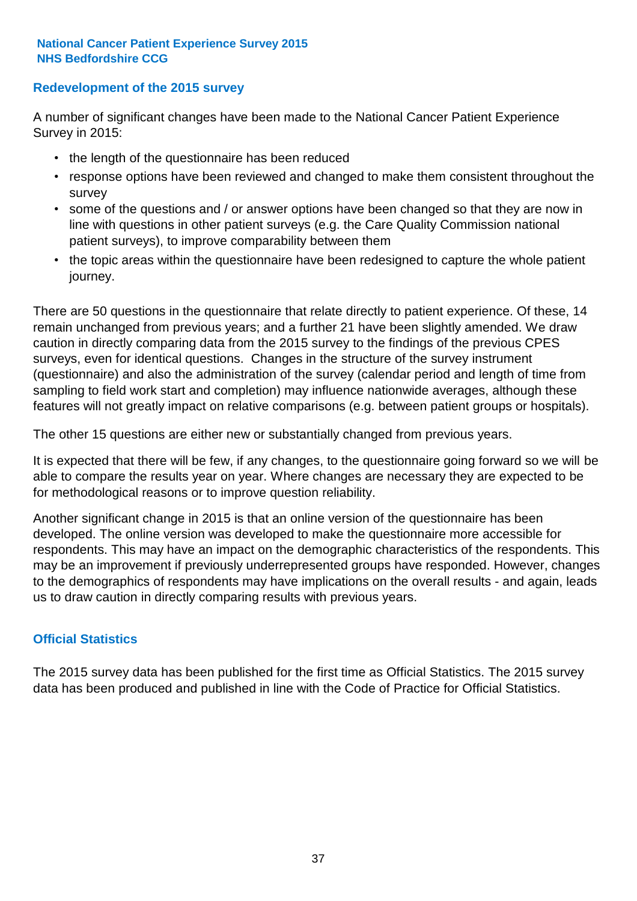## Redevelopment of the 2015 survey

A number of significant changes have been made to the National Cancer Patient Experience Survey in 2015:

- the length of the questionnaire has been reduced
- response options have been reviewed and changed to make them consistent throughout the survey
- some of the questions and / or answer options have been changed so that they are now in line with questions in other patient surveys (e.g. the Care Quality Commission national patient surveys), to improve comparability between them
- the topic areas within the questionnaire have been redesigned to capture the whole patient journey.

There are 50 questions in the questionnaire that relate directly to patient experience. Of these, 14 remain unchanged from previous years; and a further 21 have been slightly amended. We draw caution in directly comparing data from the 2015 survey to the findings of the previous CPES surveys, even for identical questions. Changes in the structure of the survey instrument (questionnaire) and also the administration of the survey (calendar period and length of time from sampling to field work start and completion) may influence nationwide averages, although these features will not greatly impact on relative comparisons (e.g. between patient groups or hospitals).

The other 15 questions are either new or substantially changed from previous years.

It is expected that there will be few, if any changes, to the questionnaire going forward so we will be able to compare the results year on year. Where changes are necessary they are expected to be for methodological reasons or to improve question reliability.

Another significant change in 2015 is that an online version of the questionnaire has been developed. The online version was developed to make the questionnaire more accessible for respondents. This may have an impact on the demographic characteristics of the respondents. This may be an improvement if previously underrepresented groups have responded. However, changes to the demographics of respondents may have implications on the overall results - and again, leads us to draw caution in directly comparing results with previous years.

## Official Statistics

The 2015 survey data has been published for the first time as Official Statistics. The 2015 survey data has been produced and published in line with the Code of Practice for Official Statistics.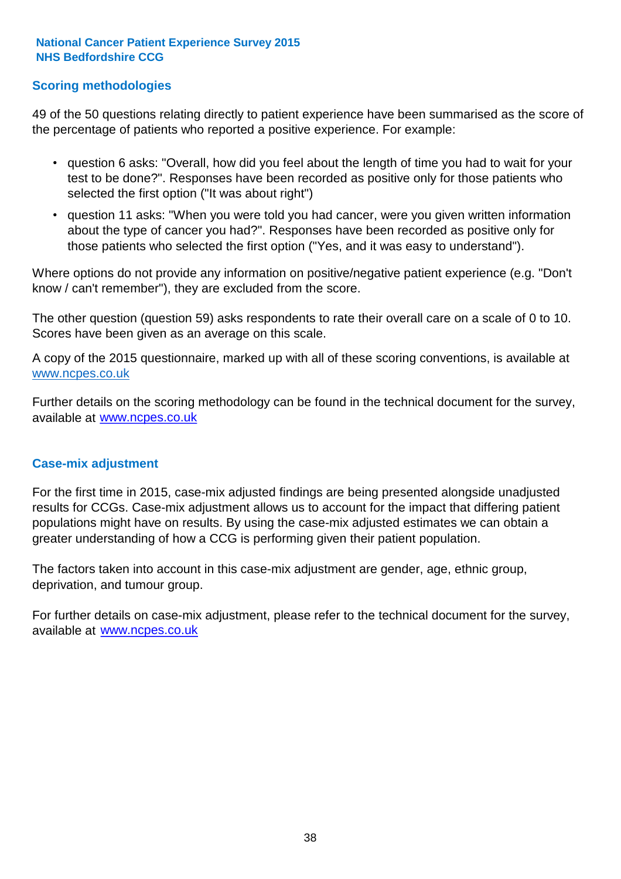## Scoring methodologies

49 of the 50 questions relating directly to patient experience have been summarised as the score of the percentage of patients who reported a positive experience. For example:

- question 6 asks: "Overall, how did you feel about the length of time you had to wait for your test to be done?". Responses have been recorded as positive only for those patients who selected the first option ("It was about right")
- question 11 asks: "When you were told you had cancer, were you given written information about the type of cancer you had?". Responses have been recorded as positive only for those patients who selected the first option ("Yes, and it was easy to understand").

Where options do not provide any information on positive/negative patient experience (e.g. "Don't know / can't remember"), they are excluded from the score.

The other question (question 59) asks respondents to rate their overall care on a scale of 0 to 10. Scores have been given as an average on this scale.

A copy of the 2015 questionnaire, marked up with all of these scoring conventions, is available at www.ncpes.co.uk

Further details on the scoring methodology can be found in the technical document for the survey, available at www.ncpes.co.uk

## Case-mix adjustment

For the first time in 2015, case-mix adjusted findings are being presented alongside unadjusted results for CCGs. Case-mix adjustment allows us to account for the impact that differing patient populations might have on results. By using the case-mix adjusted estimates we can obtain a greater understanding of how a CCG is performing given their patient population.

The factors taken into account in this case-mix adjustment are gender, age, ethnic group, deprivation, and tumour group.

For further details on case-mix adjustment, please refer to the technical document for the survey, available at www.ncpes.co.uk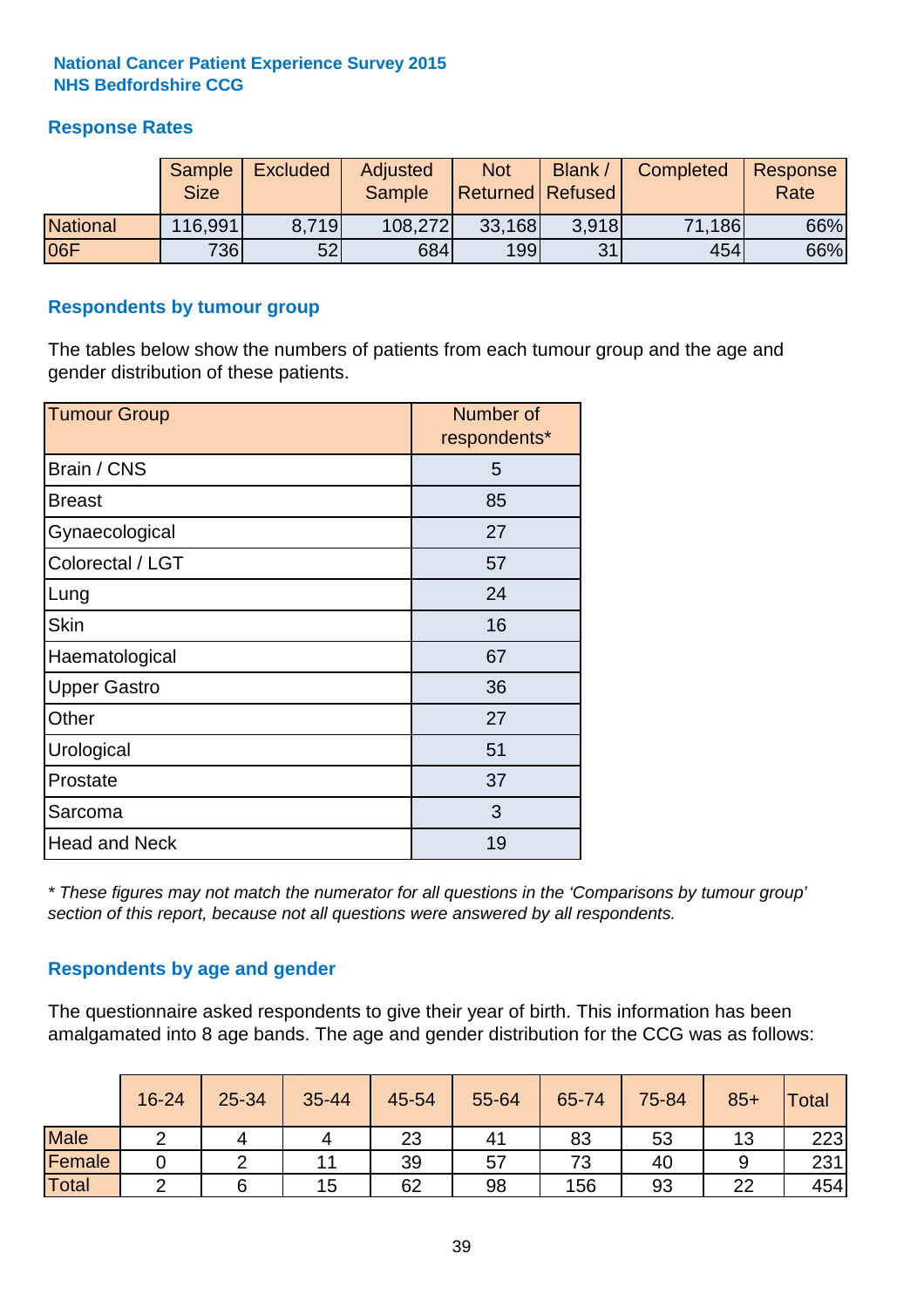**National Cancer Patient Experience Survey 2015**
**NHS Bedfordshire CCG**

## Response Rates

| | Sample Size | Excluded | Adjusted Sample | Not Returned | Blank / Refused | Completed | Response Rate |
|---|---|---|---|---|---|---|---|
| National | 116,991 | 8,719 | 108,272 | 33,168 | 3,918 | 71,186 | 66% |
| 06F | 736 | 52 | 684 | 199 | 31 | 454 | 66% |

## Respondents by tumour group

The tables below show the numbers of patients from each tumour group and the age and gender distribution of these patients.

| Tumour Group | Number of respondents* |
|---|---|
| Brain / CNS | 5 |
| Breast | 85 |
| Gynaecological | 27 |
| Colorectal / LGT | 57 |
| Lung | 24 |
| Skin | 16 |
| Haematological | 67 |
| Upper Gastro | 36 |
| Other | 27 |
| Urological | 51 |
| Prostate | 37 |
| Sarcoma | 3 |
| Head and Neck | 19 |

*\* These figures may not match the numerator for all questions in the 'Comparisons by tumour group' section of this report, because not all questions were answered by all respondents.*

## Respondents by age and gender

The questionnaire asked respondents to give their year of birth. This information has been amalgamated into 8 age bands. The age and gender distribution for the CCG was as follows:

| | 16-24 | 25-34 | 35-44 | 45-54 | 55-64 | 65-74 | 75-84 | 85+ | Total |
|---|---|---|---|---|---|---|---|---|---|
| Male | 2 | 4 | 4 | 23 | 41 | 83 | 53 | 13 | 223 |
| Female | 0 | 2 | 11 | 39 | 57 | 73 | 40 | 9 | 231 |
| Total | 2 | 6 | 15 | 62 | 98 | 156 | 93 | 22 | 454 |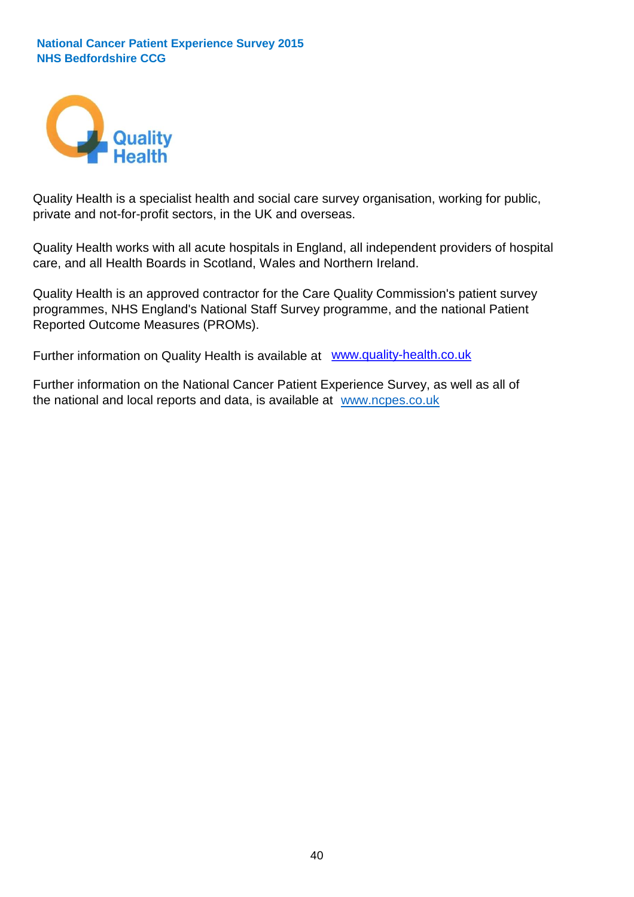**National Cancer Patient Experience Survey 2015**
**NHS Bedfordshire CCG**

Quality Health

Quality Health is a specialist health and social care survey organisation, working for public, private and not-for-profit sectors, in the UK and overseas.

Quality Health works with all acute hospitals in England, all independent providers of hospital care, and all Health Boards in Scotland, Wales and Northern Ireland.

Quality Health is an approved contractor for the Care Quality Commission's patient survey programmes, NHS England's National Staff Survey programme, and the national Patient Reported Outcome Measures (PROMs).

Further information on Quality Health is available at www.quality-health.co.uk

Further information on the National Cancer Patient Experience Survey, as well as all of the national and local reports and data, is available at www.ncpes.co.uk